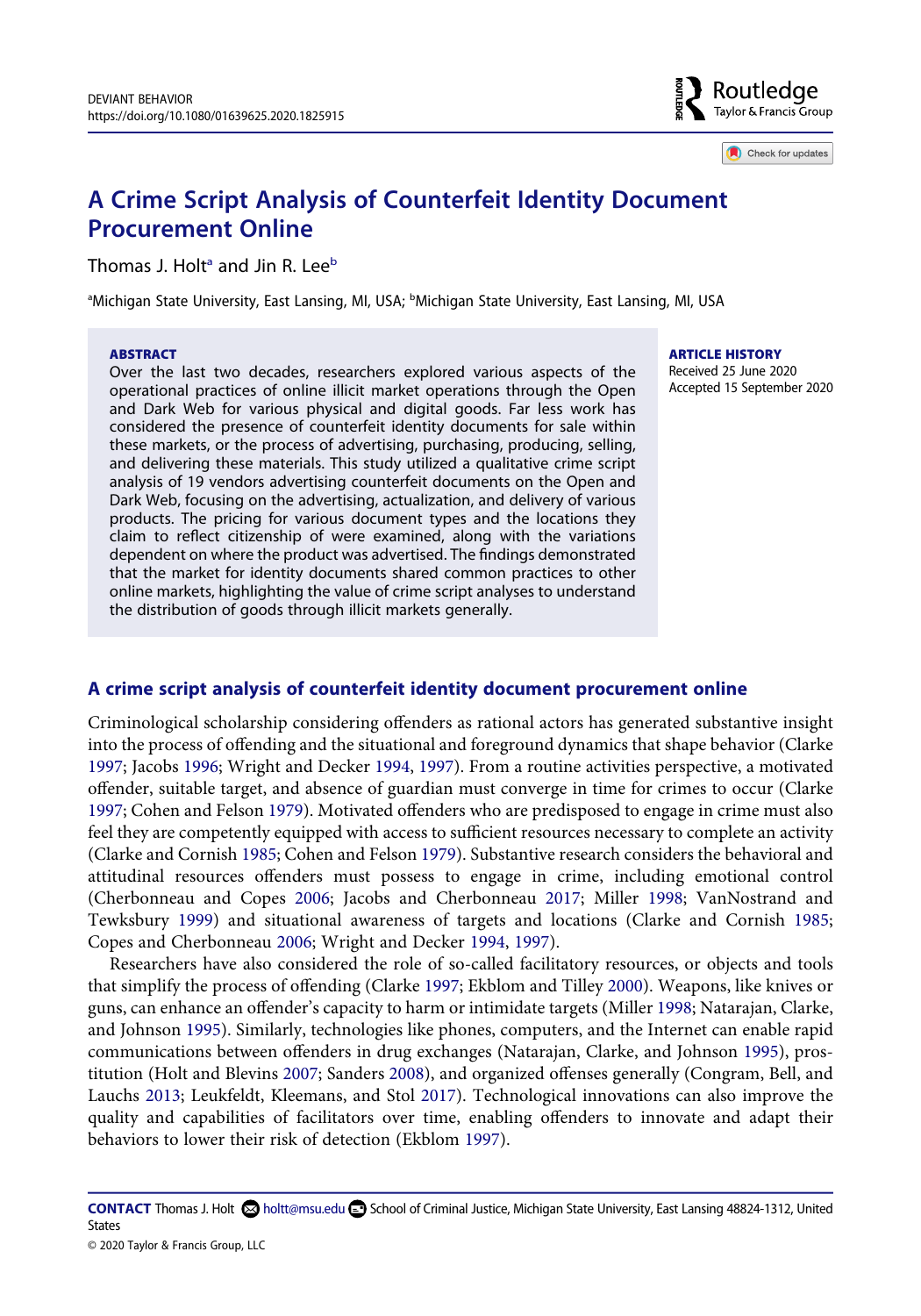# A Crime Script Analysis of Counterfeit Identity Document Procurement Online

Thomas J. Holt[a] and Jin R. Lee[b]

[a]Michigan State University, East Lansing, MI, USA; [b]Michigan State University, East Lansing, MI, USA

**ABSTRACT**

Over the last two decades, researchers explored various aspects of the operational practices of online illicit market operations through the Open and Dark Web for various physical and digital goods. Far less work has considered the presence of counterfeit identity documents for sale within these markets, or the process of advertising, purchasing, producing, selling, and delivering these materials. This study utilized a qualitative crime script analysis of 19 vendors advertising counterfeit documents on the Open and Dark Web, focusing on the advertising, actualization, and delivery of various products. The pricing for various document types and the locations they claim to reflect citizenship of were examined, along with the variations dependent on where the product was advertised. The findings demonstrated that the market for identity documents shared common practices to other online markets, highlighting the value of crime script analyses to understand the distribution of goods through illicit markets generally.

**ARTICLE HISTORY**

Received 25 June 2020
Accepted 15 September 2020

## A crime script analysis of counterfeit identity document procurement online

Criminological scholarship considering offenders as rational actors has generated substantive insight into the process of offending and the situational and foreground dynamics that shape behavior (Clarke 1997; Jacobs 1996; Wright and Decker 1994, 1997). From a routine activities perspective, a motivated offender, suitable target, and absence of guardian must converge in time for crimes to occur (Clarke 1997; Cohen and Felson 1979). Motivated offenders who are predisposed to engage in crime must also feel they are competently equipped with access to sufficient resources necessary to complete an activity (Clarke and Cornish 1985; Cohen and Felson 1979). Substantive research considers the behavioral and attitudinal resources offenders must possess to engage in crime, including emotional control (Cherbonneau and Copes 2006; Jacobs and Cherbonneau 2017; Miller 1998; VanNostrand and Tewksbury 1999) and situational awareness of targets and locations (Clarke and Cornish 1985; Copes and Cherbonneau 2006; Wright and Decker 1994, 1997).

Researchers have also considered the role of so-called facilitatory resources, or objects and tools that simplify the process of offending (Clarke 1997; Ekblom and Tilley 2000). Weapons, like knives or guns, can enhance an offender's capacity to harm or intimidate targets (Miller 1998; Natarajan, Clarke, and Johnson 1995). Similarly, technologies like phones, computers, and the Internet can enable rapid communications between offenders in drug exchanges (Natarajan, Clarke, and Johnson 1995), prostitution (Holt and Blevins 2007; Sanders 2008), and organized offenses generally (Congram, Bell, and Lauchs 2013; Leukfeldt, Kleemans, and Stol 2017). Technological innovations can also improve the quality and capabilities of facilitators over time, enabling offenders to innovate and adapt their behaviors to lower their risk of detection (Ekblom 1997).

**CONTACT** Thomas J. Holt holtt@msu.edu School of Criminal Justice, Michigan State University, East Lansing 48824-1312, United States

© 2020 Taylor & Francis Group, LLC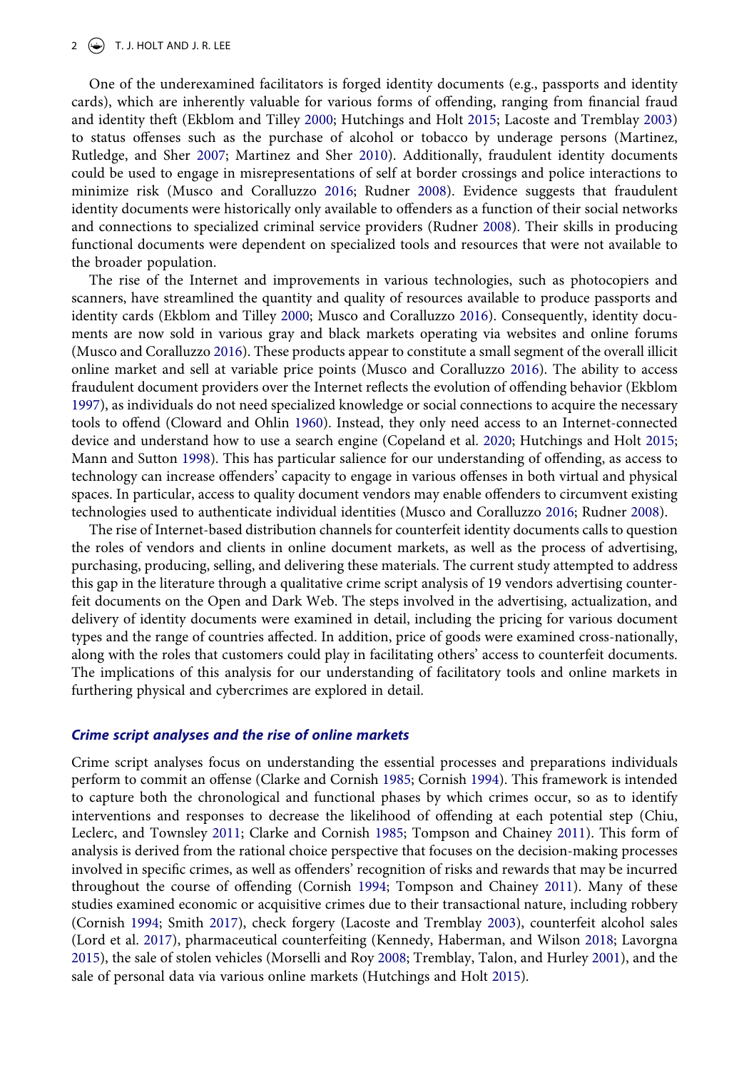One of the underexamined facilitators is forged identity documents (e.g., passports and identity cards), which are inherently valuable for various forms of offending, ranging from financial fraud and identity theft (Ekblom and Tilley 2000; Hutchings and Holt 2015; Lacoste and Tremblay 2003) to status offenses such as the purchase of alcohol or tobacco by underage persons (Martinez, Rutledge, and Sher 2007; Martinez and Sher 2010). Additionally, fraudulent identity documents could be used to engage in misrepresentations of self at border crossings and police interactions to minimize risk (Musco and Coralluzzo 2016; Rudner 2008). Evidence suggests that fraudulent identity documents were historically only available to offenders as a function of their social networks and connections to specialized criminal service providers (Rudner 2008). Their skills in producing functional documents were dependent on specialized tools and resources that were not available to the broader population.

The rise of the Internet and improvements in various technologies, such as photocopiers and scanners, have streamlined the quantity and quality of resources available to produce passports and identity cards (Ekblom and Tilley 2000; Musco and Coralluzzo 2016). Consequently, identity documents are now sold in various gray and black markets operating via websites and online forums (Musco and Coralluzzo 2016). These products appear to constitute a small segment of the overall illicit online market and sell at variable price points (Musco and Coralluzzo 2016). The ability to access fraudulent document providers over the Internet reflects the evolution of offending behavior (Ekblom 1997), as individuals do not need specialized knowledge or social connections to acquire the necessary tools to offend (Cloward and Ohlin 1960). Instead, they only need access to an Internet-connected device and understand how to use a search engine (Copeland et al. 2020; Hutchings and Holt 2015; Mann and Sutton 1998). This has particular salience for our understanding of offending, as access to technology can increase offenders' capacity to engage in various offenses in both virtual and physical spaces. In particular, access to quality document vendors may enable offenders to circumvent existing technologies used to authenticate individual identities (Musco and Coralluzzo 2016; Rudner 2008).

The rise of Internet-based distribution channels for counterfeit identity documents calls to question the roles of vendors and clients in online document markets, as well as the process of advertising, purchasing, producing, selling, and delivering these materials. The current study attempted to address this gap in the literature through a qualitative crime script analysis of 19 vendors advertising counterfeit documents on the Open and Dark Web. The steps involved in the advertising, actualization, and delivery of identity documents were examined in detail, including the pricing for various document types and the range of countries affected. In addition, price of goods were examined cross-nationally, along with the roles that customers could play in facilitating others' access to counterfeit documents. The implications of this analysis for our understanding of facilitatory tools and online markets in furthering physical and cybercrimes are explored in detail.

## *Crime script analyses and the rise of online markets*

Crime script analyses focus on understanding the essential processes and preparations individuals perform to commit an offense (Clarke and Cornish 1985; Cornish 1994). This framework is intended to capture both the chronological and functional phases by which crimes occur, so as to identify interventions and responses to decrease the likelihood of offending at each potential step (Chiu, Leclerc, and Townsley 2011; Clarke and Cornish 1985; Tompson and Chainey 2011). This form of analysis is derived from the rational choice perspective that focuses on the decision-making processes involved in specific crimes, as well as offenders' recognition of risks and rewards that may be incurred throughout the course of offending (Cornish 1994; Tompson and Chainey 2011). Many of these studies examined economic or acquisitive crimes due to their transactional nature, including robbery (Cornish 1994; Smith 2017), check forgery (Lacoste and Tremblay 2003), counterfeit alcohol sales (Lord et al. 2017), pharmaceutical counterfeiting (Kennedy, Haberman, and Wilson 2018; Lavorgna 2015), the sale of stolen vehicles (Morselli and Roy 2008; Tremblay, Talon, and Hurley 2001), and the sale of personal data via various online markets (Hutchings and Holt 2015).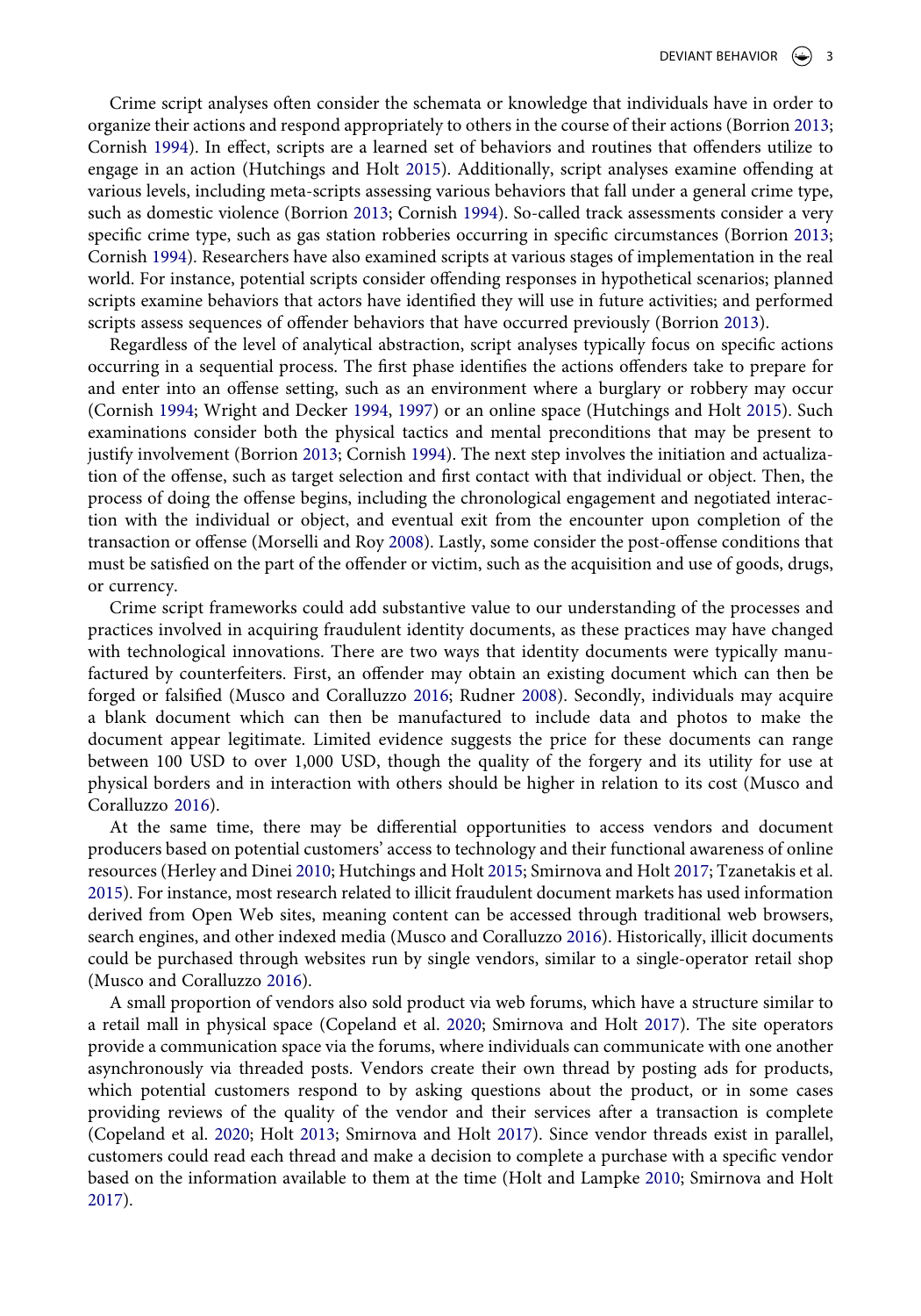Crime script analyses often consider the schemata or knowledge that individuals have in order to organize their actions and respond appropriately to others in the course of their actions (Borrion 2013; Cornish 1994). In effect, scripts are a learned set of behaviors and routines that offenders utilize to engage in an action (Hutchings and Holt 2015). Additionally, script analyses examine offending at various levels, including meta-scripts assessing various behaviors that fall under a general crime type, such as domestic violence (Borrion 2013; Cornish 1994). So-called track assessments consider a very specific crime type, such as gas station robberies occurring in specific circumstances (Borrion 2013; Cornish 1994). Researchers have also examined scripts at various stages of implementation in the real world. For instance, potential scripts consider offending responses in hypothetical scenarios; planned scripts examine behaviors that actors have identified they will use in future activities; and performed scripts assess sequences of offender behaviors that have occurred previously (Borrion 2013).

Regardless of the level of analytical abstraction, script analyses typically focus on specific actions occurring in a sequential process. The first phase identifies the actions offenders take to prepare for and enter into an offense setting, such as an environment where a burglary or robbery may occur (Cornish 1994; Wright and Decker 1994, 1997) or an online space (Hutchings and Holt 2015). Such examinations consider both the physical tactics and mental preconditions that may be present to justify involvement (Borrion 2013; Cornish 1994). The next step involves the initiation and actualization of the offense, such as target selection and first contact with that individual or object. Then, the process of doing the offense begins, including the chronological engagement and negotiated interaction with the individual or object, and eventual exit from the encounter upon completion of the transaction or offense (Morselli and Roy 2008). Lastly, some consider the post-offense conditions that must be satisfied on the part of the offender or victim, such as the acquisition and use of goods, drugs, or currency.

Crime script frameworks could add substantive value to our understanding of the processes and practices involved in acquiring fraudulent identity documents, as these practices may have changed with technological innovations. There are two ways that identity documents were typically manufactured by counterfeiters. First, an offender may obtain an existing document which can then be forged or falsified (Musco and Coralluzzo 2016; Rudner 2008). Secondly, individuals may acquire a blank document which can then be manufactured to include data and photos to make the document appear legitimate. Limited evidence suggests the price for these documents can range between 100 USD to over 1,000 USD, though the quality of the forgery and its utility for use at physical borders and in interaction with others should be higher in relation to its cost (Musco and Coralluzzo 2016).

At the same time, there may be differential opportunities to access vendors and document producers based on potential customers' access to technology and their functional awareness of online resources (Herley and Dinei 2010; Hutchings and Holt 2015; Smirnova and Holt 2017; Tzanetakis et al. 2015). For instance, most research related to illicit fraudulent document markets has used information derived from Open Web sites, meaning content can be accessed through traditional web browsers, search engines, and other indexed media (Musco and Coralluzzo 2016). Historically, illicit documents could be purchased through websites run by single vendors, similar to a single-operator retail shop (Musco and Coralluzzo 2016).

A small proportion of vendors also sold product via web forums, which have a structure similar to a retail mall in physical space (Copeland et al. 2020; Smirnova and Holt 2017). The site operators provide a communication space via the forums, where individuals can communicate with one another asynchronously via threaded posts. Vendors create their own thread by posting ads for products, which potential customers respond to by asking questions about the product, or in some cases providing reviews of the quality of the vendor and their services after a transaction is complete (Copeland et al. 2020; Holt 2013; Smirnova and Holt 2017). Since vendor threads exist in parallel, customers could read each thread and make a decision to complete a purchase with a specific vendor based on the information available to them at the time (Holt and Lampke 2010; Smirnova and Holt 2017).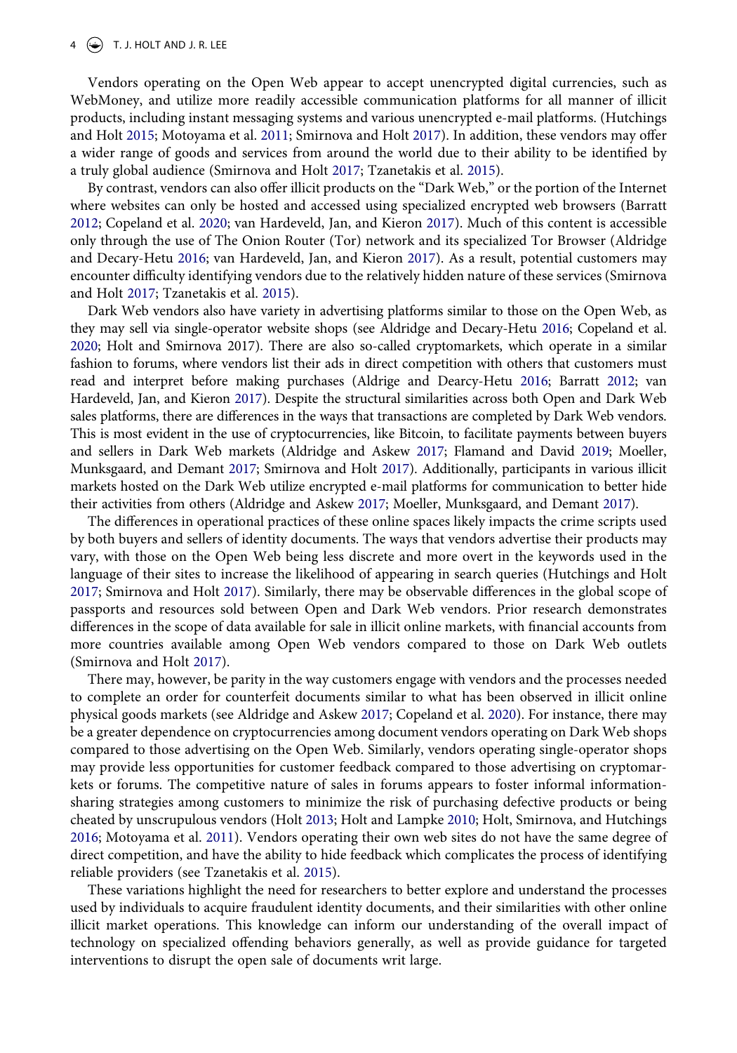Vendors operating on the Open Web appear to accept unencrypted digital currencies, such as WebMoney, and utilize more readily accessible communication platforms for all manner of illicit products, including instant messaging systems and various unencrypted e-mail platforms. (Hutchings and Holt 2015; Motoyama et al. 2011; Smirnova and Holt 2017). In addition, these vendors may offer a wider range of goods and services from around the world due to their ability to be identified by a truly global audience (Smirnova and Holt 2017; Tzanetakis et al. 2015).

By contrast, vendors can also offer illicit products on the "Dark Web," or the portion of the Internet where websites can only be hosted and accessed using specialized encrypted web browsers (Barratt 2012; Copeland et al. 2020; van Hardeveld, Jan, and Kieron 2017). Much of this content is accessible only through the use of The Onion Router (Tor) network and its specialized Tor Browser (Aldridge and Decary-Hetu 2016; van Hardeveld, Jan, and Kieron 2017). As a result, potential customers may encounter difficulty identifying vendors due to the relatively hidden nature of these services (Smirnova and Holt 2017; Tzanetakis et al. 2015).

Dark Web vendors also have variety in advertising platforms similar to those on the Open Web, as they may sell via single-operator website shops (see Aldridge and Decary-Hetu 2016; Copeland et al. 2020; Holt and Smirnova 2017). There are also so-called cryptomarkets, which operate in a similar fashion to forums, where vendors list their ads in direct competition with others that customers must read and interpret before making purchases (Aldrige and Dearcy-Hetu 2016; Barratt 2012; van Hardeveld, Jan, and Kieron 2017). Despite the structural similarities across both Open and Dark Web sales platforms, there are differences in the ways that transactions are completed by Dark Web vendors. This is most evident in the use of cryptocurrencies, like Bitcoin, to facilitate payments between buyers and sellers in Dark Web markets (Aldridge and Askew 2017; Flamand and David 2019; Moeller, Munksgaard, and Demant 2017; Smirnova and Holt 2017). Additionally, participants in various illicit markets hosted on the Dark Web utilize encrypted e-mail platforms for communication to better hide their activities from others (Aldridge and Askew 2017; Moeller, Munksgaard, and Demant 2017).

The differences in operational practices of these online spaces likely impacts the crime scripts used by both buyers and sellers of identity documents. The ways that vendors advertise their products may vary, with those on the Open Web being less discrete and more overt in the keywords used in the language of their sites to increase the likelihood of appearing in search queries (Hutchings and Holt 2017; Smirnova and Holt 2017). Similarly, there may be observable differences in the global scope of passports and resources sold between Open and Dark Web vendors. Prior research demonstrates differences in the scope of data available for sale in illicit online markets, with financial accounts from more countries available among Open Web vendors compared to those on Dark Web outlets (Smirnova and Holt 2017).

There may, however, be parity in the way customers engage with vendors and the processes needed to complete an order for counterfeit documents similar to what has been observed in illicit online physical goods markets (see Aldridge and Askew 2017; Copeland et al. 2020). For instance, there may be a greater dependence on cryptocurrencies among document vendors operating on Dark Web shops compared to those advertising on the Open Web. Similarly, vendors operating single-operator shops may provide less opportunities for customer feedback compared to those advertising on cryptomarkets or forums. The competitive nature of sales in forums appears to foster informal information-sharing strategies among customers to minimize the risk of purchasing defective products or being cheated by unscrupulous vendors (Holt 2013; Holt and Lampke 2010; Holt, Smirnova, and Hutchings 2016; Motoyama et al. 2011). Vendors operating their own web sites do not have the same degree of direct competition, and have the ability to hide feedback which complicates the process of identifying reliable providers (see Tzanetakis et al. 2015).

These variations highlight the need for researchers to better explore and understand the processes used by individuals to acquire fraudulent identity documents, and their similarities with other online illicit market operations. This knowledge can inform our understanding of the overall impact of technology on specialized offending behaviors generally, as well as provide guidance for targeted interventions to disrupt the open sale of documents writ large.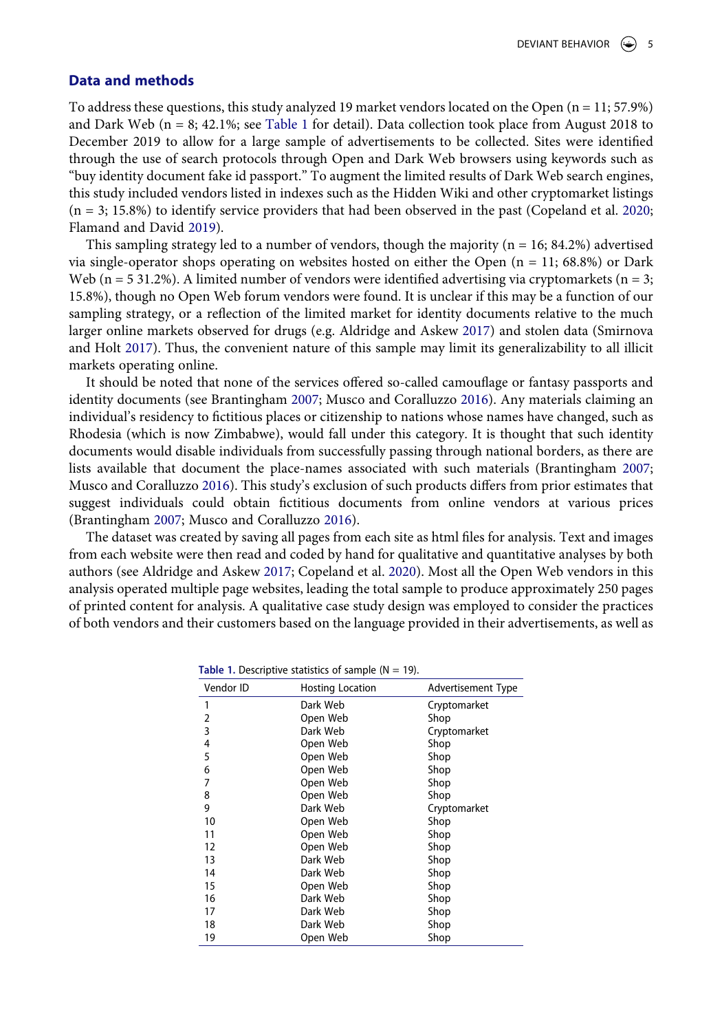## Data and methods

To address these questions, this study analyzed 19 market vendors located on the Open (n = 11; 57.9%) and Dark Web (n = 8; 42.1%; see Table 1 for detail). Data collection took place from August 2018 to December 2019 to allow for a large sample of advertisements to be collected. Sites were identified through the use of search protocols through Open and Dark Web browsers using keywords such as "buy identity document fake id passport." To augment the limited results of Dark Web search engines, this study included vendors listed in indexes such as the Hidden Wiki and other cryptomarket listings (n = 3; 15.8%) to identify service providers that had been observed in the past (Copeland et al. 2020; Flamand and David 2019).

This sampling strategy led to a number of vendors, though the majority (n = 16; 84.2%) advertised via single-operator shops operating on websites hosted on either the Open (n = 11; 68.8%) or Dark Web (n = 5 31.2%). A limited number of vendors were identified advertising via cryptomarkets (n = 3; 15.8%), though no Open Web forum vendors were found. It is unclear if this may be a function of our sampling strategy, or a reflection of the limited market for identity documents relative to the much larger online markets observed for drugs (e.g. Aldridge and Askew 2017) and stolen data (Smirnova and Holt 2017). Thus, the convenient nature of this sample may limit its generalizability to all illicit markets operating online.

It should be noted that none of the services offered so-called camouflage or fantasy passports and identity documents (see Brantingham 2007; Musco and Coralluzzo 2016). Any materials claiming an individual's residency to fictitious places or citizenship to nations whose names have changed, such as Rhodesia (which is now Zimbabwe), would fall under this category. It is thought that such identity documents would disable individuals from successfully passing through national borders, as there are lists available that document the place-names associated with such materials (Brantingham 2007; Musco and Coralluzzo 2016). This study's exclusion of such products differs from prior estimates that suggest individuals could obtain fictitious documents from online vendors at various prices (Brantingham 2007; Musco and Coralluzzo 2016).

The dataset was created by saving all pages from each site as html files for analysis. Text and images from each website were then read and coded by hand for qualitative and quantitative analyses by both authors (see Aldridge and Askew 2017; Copeland et al. 2020). Most all the Open Web vendors in this analysis operated multiple page websites, leading the total sample to produce approximately 250 pages of printed content for analysis. A qualitative case study design was employed to consider the practices of both vendors and their customers based on the language provided in their advertisements, as well as

**Table 1.** Descriptive statistics of sample (N = 19).

| Vendor ID | Hosting Location | Advertisement Type |
|---|---|---|
| 1 | Dark Web | Cryptomarket |
| 2 | Open Web | Shop |
| 3 | Dark Web | Cryptomarket |
| 4 | Open Web | Shop |
| 5 | Open Web | Shop |
| 6 | Open Web | Shop |
| 7 | Open Web | Shop |
| 8 | Open Web | Shop |
| 9 | Dark Web | Cryptomarket |
| 10 | Open Web | Shop |
| 11 | Open Web | Shop |
| 12 | Open Web | Shop |
| 13 | Dark Web | Shop |
| 14 | Dark Web | Shop |
| 15 | Open Web | Shop |
| 16 | Dark Web | Shop |
| 17 | Dark Web | Shop |
| 18 | Dark Web | Shop |
| 19 | Open Web | Shop |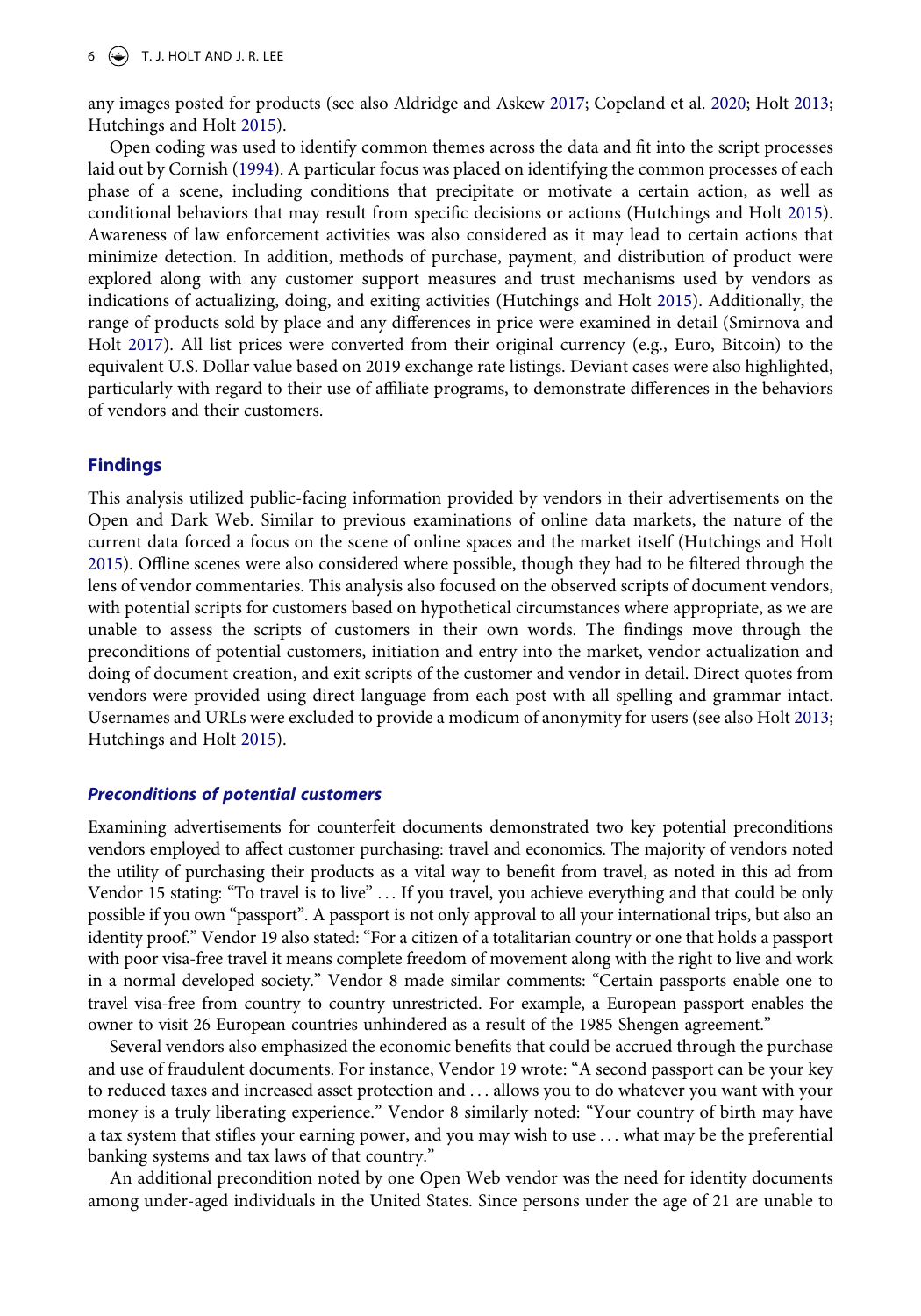any images posted for products (see also Aldridge and Askew 2017; Copeland et al. 2020; Holt 2013; Hutchings and Holt 2015).

Open coding was used to identify common themes across the data and fit into the script processes laid out by Cornish (1994). A particular focus was placed on identifying the common processes of each phase of a scene, including conditions that precipitate or motivate a certain action, as well as conditional behaviors that may result from specific decisions or actions (Hutchings and Holt 2015). Awareness of law enforcement activities was also considered as it may lead to certain actions that minimize detection. In addition, methods of purchase, payment, and distribution of product were explored along with any customer support measures and trust mechanisms used by vendors as indications of actualizing, doing, and exiting activities (Hutchings and Holt 2015). Additionally, the range of products sold by place and any differences in price were examined in detail (Smirnova and Holt 2017). All list prices were converted from their original currency (e.g., Euro, Bitcoin) to the equivalent U.S. Dollar value based on 2019 exchange rate listings. Deviant cases were also highlighted, particularly with regard to their use of affiliate programs, to demonstrate differences in the behaviors of vendors and their customers.

## Findings

This analysis utilized public-facing information provided by vendors in their advertisements on the Open and Dark Web. Similar to previous examinations of online data markets, the nature of the current data forced a focus on the scene of online spaces and the market itself (Hutchings and Holt 2015). Offline scenes were also considered where possible, though they had to be filtered through the lens of vendor commentaries. This analysis also focused on the observed scripts of document vendors, with potential scripts for customers based on hypothetical circumstances where appropriate, as we are unable to assess the scripts of customers in their own words. The findings move through the preconditions of potential customers, initiation and entry into the market, vendor actualization and doing of document creation, and exit scripts of the customer and vendor in detail. Direct quotes from vendors were provided using direct language from each post with all spelling and grammar intact. Usernames and URLs were excluded to provide a modicum of anonymity for users (see also Holt 2013; Hutchings and Holt 2015).

### *Preconditions of potential customers*

Examining advertisements for counterfeit documents demonstrated two key potential preconditions vendors employed to affect customer purchasing: travel and economics. The majority of vendors noted the utility of purchasing their products as a vital way to benefit from travel, as noted in this ad from Vendor 15 stating: "To travel is to live" … If you travel, you achieve everything and that could be only possible if you own "passport". A passport is not only approval to all your international trips, but also an identity proof." Vendor 19 also stated: "For a citizen of a totalitarian country or one that holds a passport with poor visa-free travel it means complete freedom of movement along with the right to live and work in a normal developed society." Vendor 8 made similar comments: "Certain passports enable one to travel visa-free from country to country unrestricted. For example, a European passport enables the owner to visit 26 European countries unhindered as a result of the 1985 Shengen agreement."

Several vendors also emphasized the economic benefits that could be accrued through the purchase and use of fraudulent documents. For instance, Vendor 19 wrote: "A second passport can be your key to reduced taxes and increased asset protection and … allows you to do whatever you want with your money is a truly liberating experience." Vendor 8 similarly noted: "Your country of birth may have a tax system that stifles your earning power, and you may wish to use … what may be the preferential banking systems and tax laws of that country."

An additional precondition noted by one Open Web vendor was the need for identity documents among under-aged individuals in the United States. Since persons under the age of 21 are unable to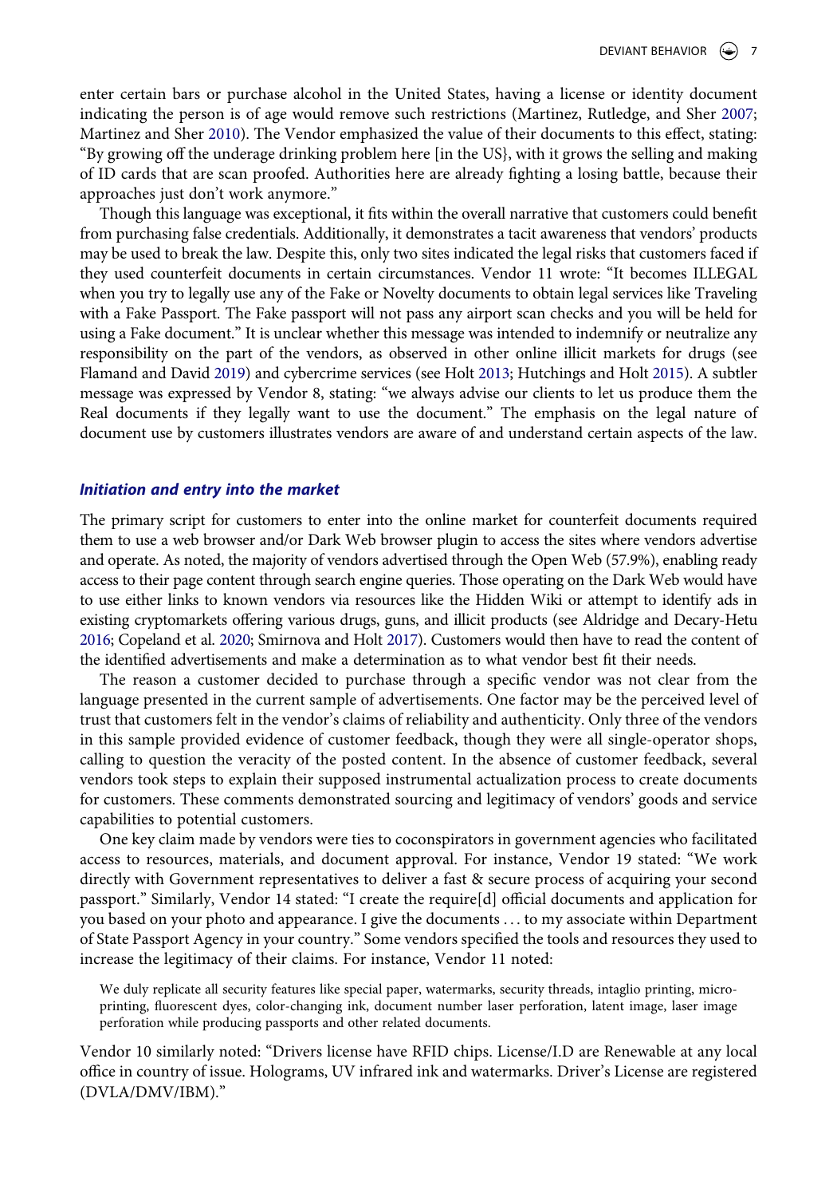enter certain bars or purchase alcohol in the United States, having a license or identity document indicating the person is of age would remove such restrictions (Martinez, Rutledge, and Sher 2007; Martinez and Sher 2010). The Vendor emphasized the value of their documents to this effect, stating: "By growing off the underage drinking problem here [in the US}, with it grows the selling and making of ID cards that are scan proofed. Authorities here are already fighting a losing battle, because their approaches just don't work anymore."

Though this language was exceptional, it fits within the overall narrative that customers could benefit from purchasing false credentials. Additionally, it demonstrates a tacit awareness that vendors' products may be used to break the law. Despite this, only two sites indicated the legal risks that customers faced if they used counterfeit documents in certain circumstances. Vendor 11 wrote: "It becomes ILLEGAL when you try to legally use any of the Fake or Novelty documents to obtain legal services like Traveling with a Fake Passport. The Fake passport will not pass any airport scan checks and you will be held for using a Fake document." It is unclear whether this message was intended to indemnify or neutralize any responsibility on the part of the vendors, as observed in other online illicit markets for drugs (see Flamand and David 2019) and cybercrime services (see Holt 2013; Hutchings and Holt 2015). A subtler message was expressed by Vendor 8, stating: "we always advise our clients to let us produce them the Real documents if they legally want to use the document." The emphasis on the legal nature of document use by customers illustrates vendors are aware of and understand certain aspects of the law.

### *Initiation and entry into the market*

The primary script for customers to enter into the online market for counterfeit documents required them to use a web browser and/or Dark Web browser plugin to access the sites where vendors advertise and operate. As noted, the majority of vendors advertised through the Open Web (57.9%), enabling ready access to their page content through search engine queries. Those operating on the Dark Web would have to use either links to known vendors via resources like the Hidden Wiki or attempt to identify ads in existing cryptomarkets offering various drugs, guns, and illicit products (see Aldridge and Decary-Hetu 2016; Copeland et al. 2020; Smirnova and Holt 2017). Customers would then have to read the content of the identified advertisements and make a determination as to what vendor best fit their needs.

The reason a customer decided to purchase through a specific vendor was not clear from the language presented in the current sample of advertisements. One factor may be the perceived level of trust that customers felt in the vendor's claims of reliability and authenticity. Only three of the vendors in this sample provided evidence of customer feedback, though they were all single-operator shops, calling to question the veracity of the posted content. In the absence of customer feedback, several vendors took steps to explain their supposed instrumental actualization process to create documents for customers. These comments demonstrated sourcing and legitimacy of vendors' goods and service capabilities to potential customers.

One key claim made by vendors were ties to coconspirators in government agencies who facilitated access to resources, materials, and document approval. For instance, Vendor 19 stated: "We work directly with Government representatives to deliver a fast & secure process of acquiring your second passport." Similarly, Vendor 14 stated: "I create the require[d] official documents and application for you based on your photo and appearance. I give the documents . . . to my associate within Department of State Passport Agency in your country." Some vendors specified the tools and resources they used to increase the legitimacy of their claims. For instance, Vendor 11 noted:

> We duly replicate all security features like special paper, watermarks, security threads, intaglio printing, micro-printing, fluorescent dyes, color-changing ink, document number laser perforation, latent image, laser image perforation while producing passports and other related documents.

Vendor 10 similarly noted: "Drivers license have RFID chips. License/I.D are Renewable at any local office in country of issue. Holograms, UV infrared ink and watermarks. Driver's License are registered (DVLA/DMV/IBM)."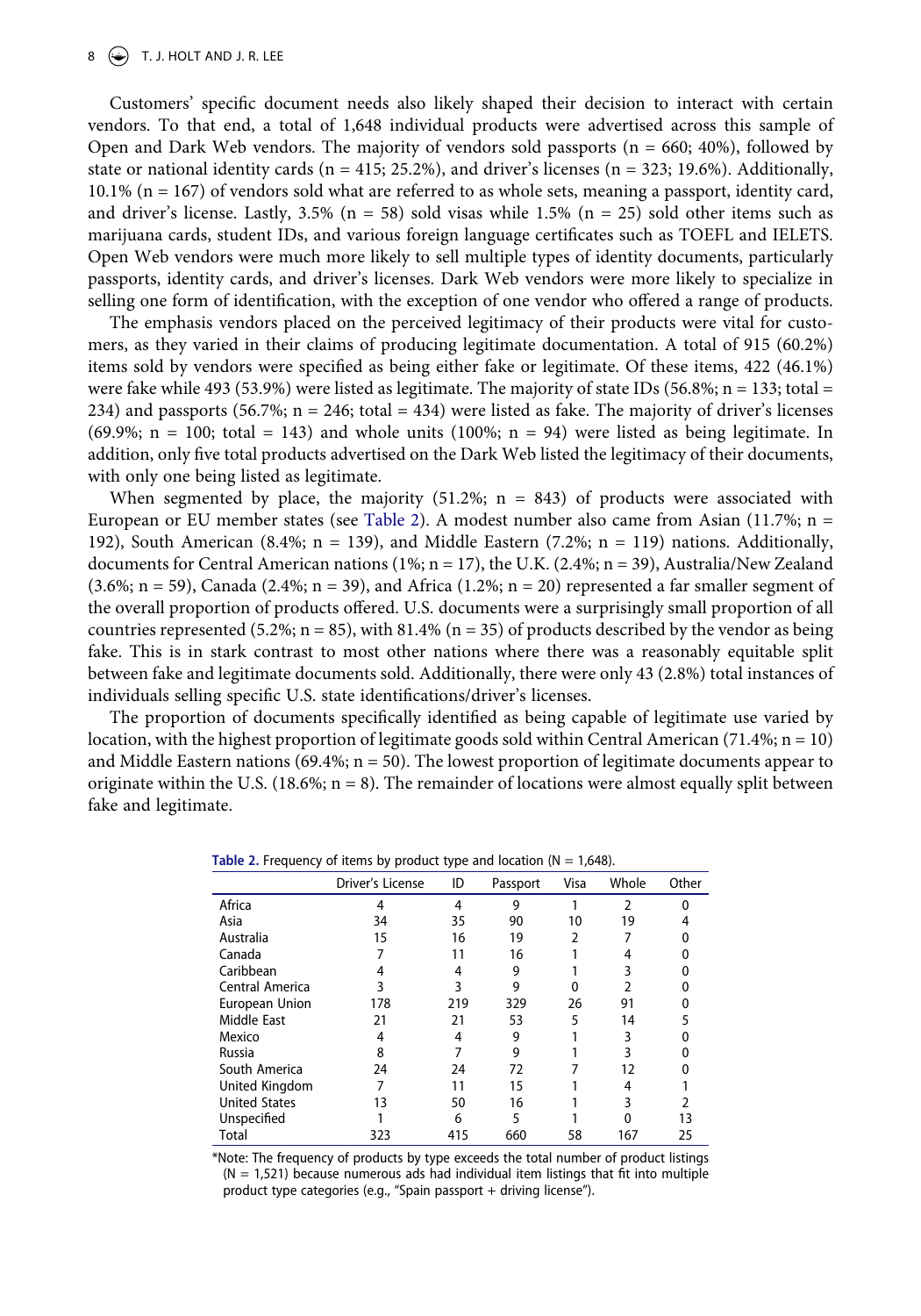Customers' specific document needs also likely shaped their decision to interact with certain vendors. To that end, a total of 1,648 individual products were advertised across this sample of Open and Dark Web vendors. The majority of vendors sold passports (n = 660; 40%), followed by state or national identity cards (n = 415; 25.2%), and driver's licenses (n = 323; 19.6%). Additionally, 10.1% (n = 167) of vendors sold what are referred to as whole sets, meaning a passport, identity card, and driver's license. Lastly, 3.5% (n = 58) sold visas while 1.5% (n = 25) sold other items such as marijuana cards, student IDs, and various foreign language certificates such as TOEFL and IELETS. Open Web vendors were much more likely to sell multiple types of identity documents, particularly passports, identity cards, and driver's licenses. Dark Web vendors were more likely to specialize in selling one form of identification, with the exception of one vendor who offered a range of products.

The emphasis vendors placed on the perceived legitimacy of their products were vital for customers, as they varied in their claims of producing legitimate documentation. A total of 915 (60.2%) items sold by vendors were specified as being either fake or legitimate. Of these items, 422 (46.1%) were fake while 493 (53.9%) were listed as legitimate. The majority of state IDs (56.8%; n = 133; total = 234) and passports (56.7%; n = 246; total = 434) were listed as fake. The majority of driver's licenses (69.9%; n = 100; total = 143) and whole units (100%; n = 94) were listed as being legitimate. In addition, only five total products advertised on the Dark Web listed the legitimacy of their documents, with only one being listed as legitimate.

When segmented by place, the majority (51.2%; n = 843) of products were associated with European or EU member states (see Table 2). A modest number also came from Asian (11.7%; n = 192), South American (8.4%; n = 139), and Middle Eastern (7.2%; n = 119) nations. Additionally, documents for Central American nations (1%; n = 17), the U.K. (2.4%; n = 39), Australia/New Zealand (3.6%; n = 59), Canada (2.4%; n = 39), and Africa (1.2%; n = 20) represented a far smaller segment of the overall proportion of products offered. U.S. documents were a surprisingly small proportion of all countries represented (5.2%; n = 85), with 81.4% (n = 35) of products described by the vendor as being fake. This is in stark contrast to most other nations where there was a reasonably equitable split between fake and legitimate documents sold. Additionally, there were only 43 (2.8%) total instances of individuals selling specific U.S. state identifications/driver's licenses.

The proportion of documents specifically identified as being capable of legitimate use varied by location, with the highest proportion of legitimate goods sold within Central American (71.4%; n = 10) and Middle Eastern nations (69.4%; n = 50). The lowest proportion of legitimate documents appear to originate within the U.S. (18.6%; n = 8). The remainder of locations were almost equally split between fake and legitimate.

**Table 2.** Frequency of items by product type and location (N = 1,648).

| | Driver's License | ID | Passport | Visa | Whole | Other |
|---|---|---|---|---|---|---|
| Africa | 4 | 4 | 9 | 1 | 2 | 0 |
| Asia | 34 | 35 | 90 | 10 | 19 | 4 |
| Australia | 15 | 16 | 19 | 2 | 7 | 0 |
| Canada | 7 | 11 | 16 | 1 | 4 | 0 |
| Caribbean | 4 | 4 | 9 | 1 | 3 | 0 |
| Central America | 3 | 3 | 9 | 0 | 2 | 0 |
| European Union | 178 | 219 | 329 | 26 | 91 | 0 |
| Middle East | 21 | 21 | 53 | 5 | 14 | 5 |
| Mexico | 4 | 4 | 9 | 1 | 3 | 0 |
| Russia | 8 | 7 | 9 | 1 | 3 | 0 |
| South America | 24 | 24 | 72 | 7 | 12 | 0 |
| United Kingdom | 7 | 11 | 15 | 1 | 4 | 1 |
| United States | 13 | 50 | 16 | 1 | 3 | 2 |
| Unspecified | 1 | 6 | 5 | 1 | 0 | 13 |
| Total | 323 | 415 | 660 | 58 | 167 | 25 |

*Note: The frequency of products by type exceeds the total number of product listings (N = 1,521) because numerous ads had individual item listings that fit into multiple product type categories (e.g., "Spain passport + driving license").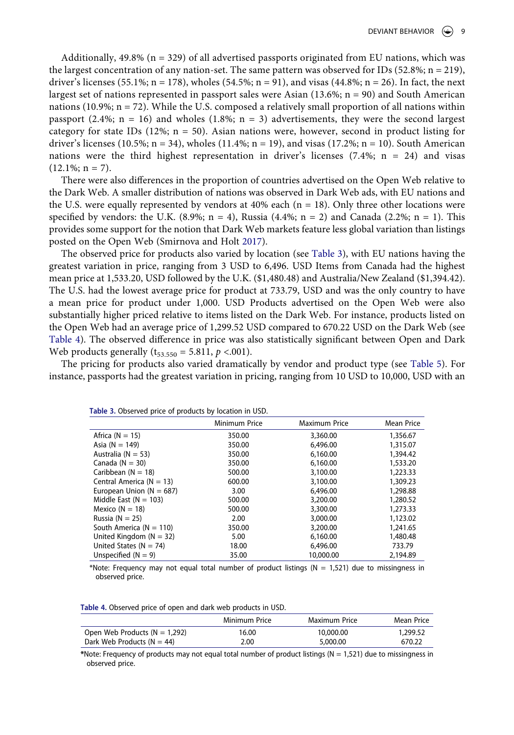Additionally, 49.8% (n = 329) of all advertised passports originated from EU nations, which was the largest concentration of any nation-set. The same pattern was observed for IDs (52.8%; n = 219), driver's licenses (55.1%; n = 178), wholes (54.5%; n = 91), and visas (44.8%; n = 26). In fact, the next largest set of nations represented in passport sales were Asian (13.6%; n = 90) and South American nations (10.9%; n = 72). While the U.S. composed a relatively small proportion of all nations within passport (2.4%; n = 16) and wholes (1.8%; n = 3) advertisements, they were the second largest category for state IDs (12%; n = 50). Asian nations were, however, second in product listing for driver's licenses (10.5%; n = 34), wholes (11.4%; n = 19), and visas (17.2%; n = 10). South American nations were the third highest representation in driver's licenses (7.4%; n = 24) and visas (12.1%; n = 7).

There were also differences in the proportion of countries advertised on the Open Web relative to the Dark Web. A smaller distribution of nations was observed in Dark Web ads, with EU nations and the U.S. were equally represented by vendors at 40% each (n = 18). Only three other locations were specified by vendors: the U.K. (8.9%; n = 4), Russia (4.4%; n = 2) and Canada (2.2%; n = 1). This provides some support for the notion that Dark Web markets feature less global variation than listings posted on the Open Web (Smirnova and Holt 2017).

The observed price for products also varied by location (see Table 3), with EU nations having the greatest variation in price, ranging from 3 USD to 6,496. USD Items from Canada had the highest mean price at 1,533.20, USD followed by the U.K. ($1,480.48) and Australia/New Zealand ($1,394.42). The U.S. had the lowest average price for product at 733.79, USD and was the only country to have a mean price for product under 1,000. USD Products advertised on the Open Web were also substantially higher priced relative to items listed on the Dark Web. For instance, products listed on the Open Web had an average price of 1,299.52 USD compared to 670.22 USD on the Dark Web (see Table 4). The observed difference in price was also statistically significant between Open and Dark Web products generally ($t_{53.550} = 5.811$, $p < .001$).

The pricing for products also varied dramatically by vendor and product type (see Table 5). For instance, passports had the greatest variation in pricing, ranging from 10 USD to 10,000, USD with an

**Table 3.** Observed price of products by location in USD.

| | Minimum Price | Maximum Price | Mean Price |
|---|---|---|---|
| Africa (N = 15) | 350.00 | 3,360.00 | 1,356.67 |
| Asia (N = 149) | 350.00 | 6,496.00 | 1,315.07 |
| Australia (N = 53) | 350.00 | 6,160.00 | 1,394.42 |
| Canada (N = 30) | 350.00 | 6,160.00 | 1,533.20 |
| Caribbean (N = 18) | 500.00 | 3,100.00 | 1,223.33 |
| Central America (N = 13) | 600.00 | 3,100.00 | 1,309.23 |
| European Union (N = 687) | 3.00 | 6,496.00 | 1,298.88 |
| Middle East (N = 103) | 500.00 | 3,200.00 | 1,280.52 |
| Mexico (N = 18) | 500.00 | 3,300.00 | 1,273.33 |
| Russia (N = 25) | 2.00 | 3,000.00 | 1,123.02 |
| South America (N = 110) | 350.00 | 3,200.00 | 1,241.65 |
| United Kingdom (N = 32) | 5.00 | 6,160.00 | 1,480.48 |
| United States (N = 74) | 18.00 | 6,496.00 | 733.79 |
| Unspecified (N = 9) | 35.00 | 10,000.00 | 2,194.89 |

*Note: Frequency may not equal total number of product listings (N = 1,521) due to missingness in observed price.

**Table 4.** Observed price of open and dark web products in USD.

| | Minimum Price | Maximum Price | Mean Price |
|---|---|---|---|
| Open Web Products (N = 1,292) | 16.00 | 10,000.00 | 1,299.52 |
| Dark Web Products (N = 44) | 2.00 | 5,000.00 | 670.22 |

*Note: Frequency of products may not equal total number of product listings (N = 1,521) due to missingness in observed price.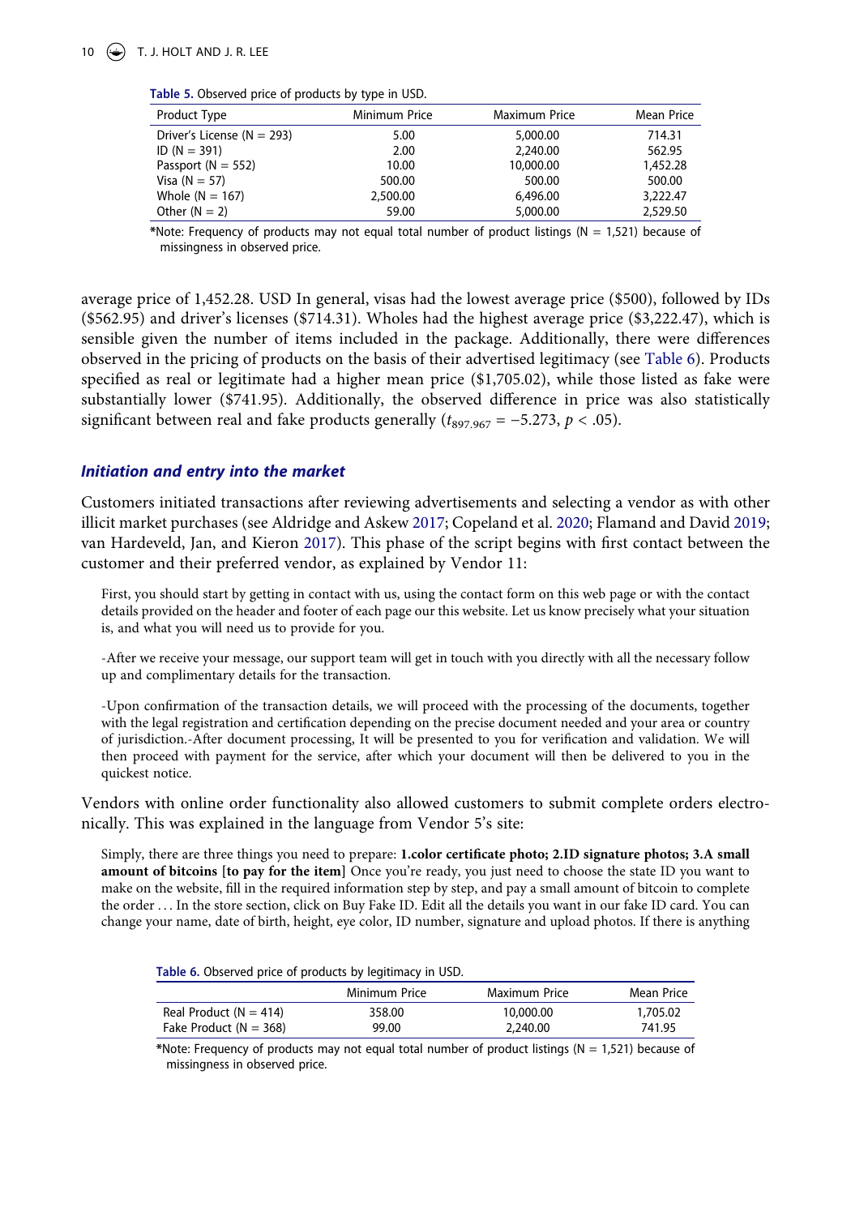**Table 5.** Observed price of products by type in USD.

| Product Type | Minimum Price | Maximum Price | Mean Price |
|---|---|---|---|
| Driver's License (N = 293) | 5.00 | 5,000.00 | 714.31 |
| ID (N = 391) | 2.00 | 2,240.00 | 562.95 |
| Passport (N = 552) | 10.00 | 10,000.00 | 1,452.28 |
| Visa (N = 57) | 500.00 | 500.00 | 500.00 |
| Whole (N = 167) | 2,500.00 | 6,496.00 | 3,222.47 |
| Other (N = 2) | 59.00 | 5,000.00 | 2,529.50 |

*Note: Frequency of products may not equal total number of product listings (N = 1,521) because of missingness in observed price.

average price of 1,452.28. USD In general, visas had the lowest average price ($500), followed by IDs ($562.95) and driver's licenses ($714.31). Wholes had the highest average price ($3,222.47), which is sensible given the number of items included in the package. Additionally, there were differences observed in the pricing of products on the basis of their advertised legitimacy (see Table 6). Products specified as real or legitimate had a higher mean price ($1,705.02), while those listed as fake were substantially lower ($741.95). Additionally, the observed difference in price was also statistically significant between real and fake products generally ($t_{897.967} = -5.273$, $p < .05$).

### *Initiation and entry into the market*

Customers initiated transactions after reviewing advertisements and selecting a vendor as with other illicit market purchases (see Aldridge and Askew 2017; Copeland et al. 2020; Flamand and David 2019; van Hardeveld, Jan, and Kieron 2017). This phase of the script begins with first contact between the customer and their preferred vendor, as explained by Vendor 11:

> First, you should start by getting in contact with us, using the contact form on this web page or with the contact details provided on the header and footer of each page our this website. Let us know precisely what your situation is, and what you will need us to provide for you.
>
> -After we receive your message, our support team will get in touch with you directly with all the necessary follow up and complimentary details for the transaction.
>
> -Upon confirmation of the transaction details, we will proceed with the processing of the documents, together with the legal registration and certification depending on the precise document needed and your area or country of jurisdiction.-After document processing, It will be presented to you for verification and validation. We will then proceed with payment for the service, after which your document will then be delivered to you in the quickest notice.

Vendors with online order functionality also allowed customers to submit complete orders electronically. This was explained in the language from Vendor 5's site:

> Simply, there are three things you need to prepare: **1.color certificate photo; 2.ID signature photos; 3.A small amount of bitcoins [to pay for the item]** Once you're ready, you just need to choose the state ID you want to make on the website, fill in the required information step by step, and pay a small amount of bitcoin to complete the order ... In the store section, click on Buy Fake ID. Edit all the details you want in our fake ID card. You can change your name, date of birth, height, eye color, ID number, signature and upload photos. If there is anything

**Table 6.** Observed price of products by legitimacy in USD.

| | Minimum Price | Maximum Price | Mean Price |
|---|---|---|---|
| Real Product (N = 414) | 358.00 | 10,000.00 | 1,705.02 |
| Fake Product (N = 368) | 99.00 | 2,240.00 | 741.95 |

*Note: Frequency of products may not equal total number of product listings (N = 1,521) because of missingness in observed price.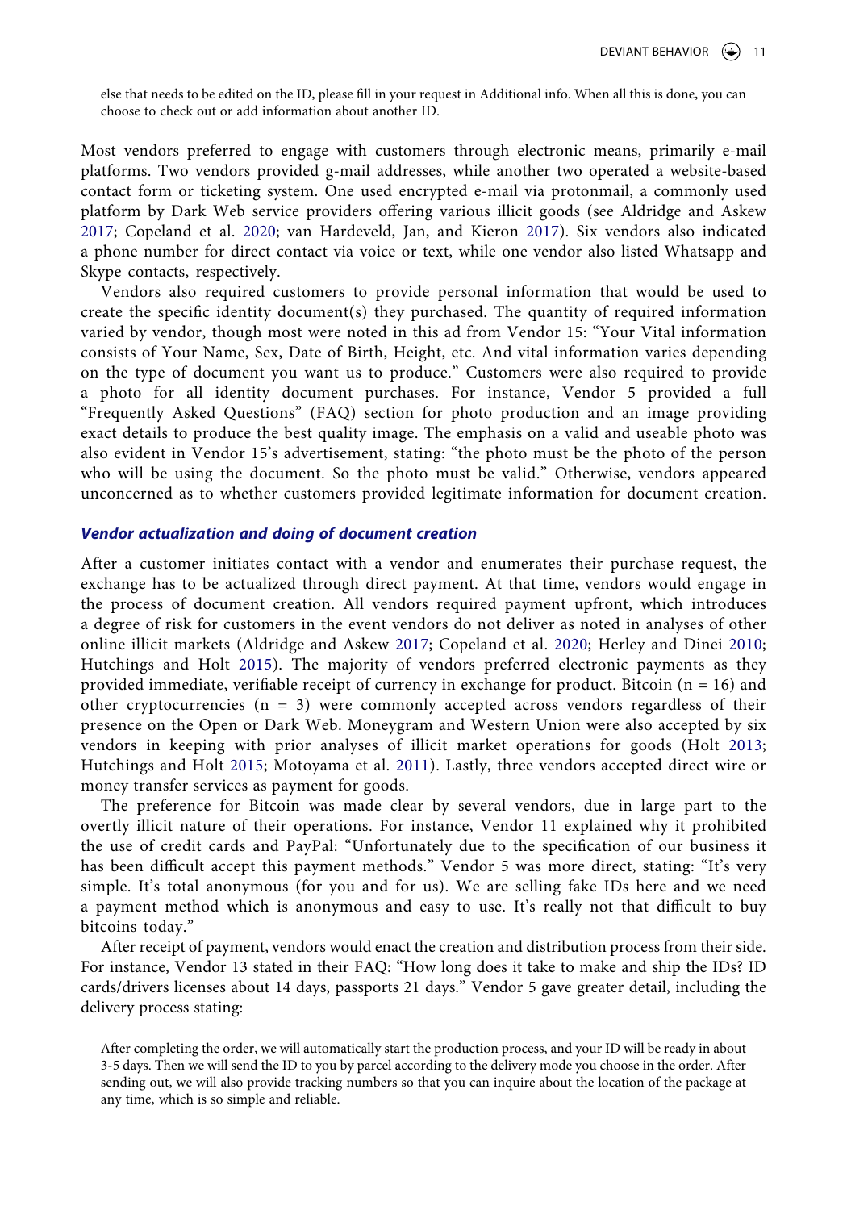> else that needs to be edited on the ID, please fill in your request in Additional info. When all this is done, you can choose to check out or add information about another ID.

Most vendors preferred to engage with customers through electronic means, primarily e-mail platforms. Two vendors provided g-mail addresses, while another two operated a website-based contact form or ticketing system. One used encrypted e-mail via protonmail, a commonly used platform by Dark Web service providers offering various illicit goods (see Aldridge and Askew 2017; Copeland et al. 2020; van Hardeveld, Jan, and Kieron 2017). Six vendors also indicated a phone number for direct contact via voice or text, while one vendor also listed Whatsapp and Skype contacts, respectively.

Vendors also required customers to provide personal information that would be used to create the specific identity document(s) they purchased. The quantity of required information varied by vendor, though most were noted in this ad from Vendor 15: "Your Vital information consists of Your Name, Sex, Date of Birth, Height, etc. And vital information varies depending on the type of document you want us to produce." Customers were also required to provide a photo for all identity document purchases. For instance, Vendor 5 provided a full "Frequently Asked Questions" (FAQ) section for photo production and an image providing exact details to produce the best quality image. The emphasis on a valid and useable photo was also evident in Vendor 15's advertisement, stating: "the photo must be the photo of the person who will be using the document. So the photo must be valid." Otherwise, vendors appeared unconcerned as to whether customers provided legitimate information for document creation.

### *Vendor actualization and doing of document creation*

After a customer initiates contact with a vendor and enumerates their purchase request, the exchange has to be actualized through direct payment. At that time, vendors would engage in the process of document creation. All vendors required payment upfront, which introduces a degree of risk for customers in the event vendors do not deliver as noted in analyses of other online illicit markets (Aldridge and Askew 2017; Copeland et al. 2020; Herley and Dinei 2010; Hutchings and Holt 2015). The majority of vendors preferred electronic payments as they provided immediate, verifiable receipt of currency in exchange for product. Bitcoin (n = 16) and other cryptocurrencies (n = 3) were commonly accepted across vendors regardless of their presence on the Open or Dark Web. Moneygram and Western Union were also accepted by six vendors in keeping with prior analyses of illicit market operations for goods (Holt 2013; Hutchings and Holt 2015; Motoyama et al. 2011). Lastly, three vendors accepted direct wire or money transfer services as payment for goods.

The preference for Bitcoin was made clear by several vendors, due in large part to the overtly illicit nature of their operations. For instance, Vendor 11 explained why it prohibited the use of credit cards and PayPal: "Unfortunately due to the specification of our business it has been difficult accept this payment methods." Vendor 5 was more direct, stating: "It's very simple. It's total anonymous (for you and for us). We are selling fake IDs here and we need a payment method which is anonymous and easy to use. It's really not that difficult to buy bitcoins today."

After receipt of payment, vendors would enact the creation and distribution process from their side. For instance, Vendor 13 stated in their FAQ: "How long does it take to make and ship the IDs? ID cards/drivers licenses about 14 days, passports 21 days." Vendor 5 gave greater detail, including the delivery process stating:

> After completing the order, we will automatically start the production process, and your ID will be ready in about 3-5 days. Then we will send the ID to you by parcel according to the delivery mode you choose in the order. After sending out, we will also provide tracking numbers so that you can inquire about the location of the package at any time, which is so simple and reliable.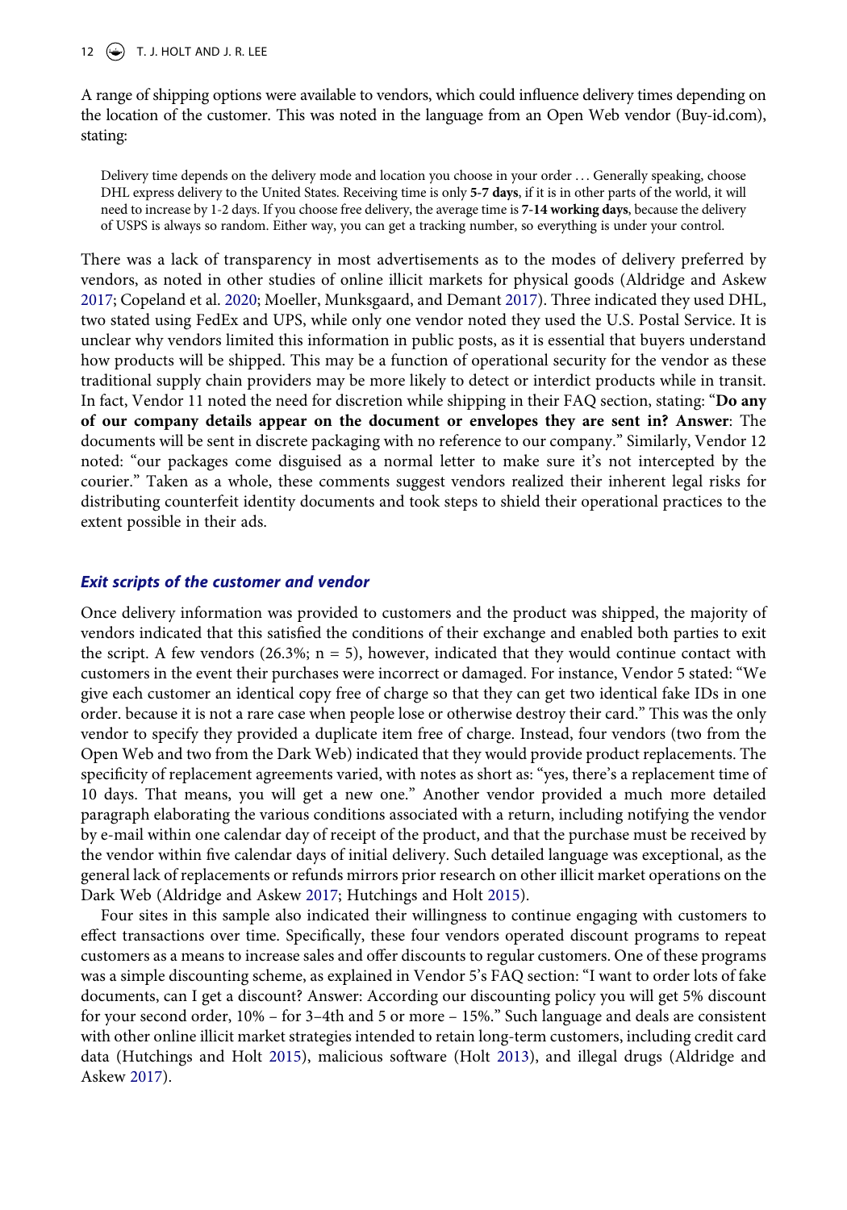A range of shipping options were available to vendors, which could influence delivery times depending on the location of the customer. This was noted in the language from an Open Web vendor (Buy-id.com), stating:

> Delivery time depends on the delivery mode and location you choose in your order … Generally speaking, choose DHL express delivery to the United States. Receiving time is only **5-7 days**, if it is in other parts of the world, it will need to increase by 1-2 days. If you choose free delivery, the average time is **7-14 working days**, because the delivery of USPS is always so random. Either way, you can get a tracking number, so everything is under your control.

There was a lack of transparency in most advertisements as to the modes of delivery preferred by vendors, as noted in other studies of online illicit markets for physical goods (Aldridge and Askew 2017; Copeland et al. 2020; Moeller, Munksgaard, and Demant 2017). Three indicated they used DHL, two stated using FedEx and UPS, while only one vendor noted they used the U.S. Postal Service. It is unclear why vendors limited this information in public posts, as it is essential that buyers understand how products will be shipped. This may be a function of operational security for the vendor as these traditional supply chain providers may be more likely to detect or interdict products while in transit. In fact, Vendor 11 noted the need for discretion while shipping in their FAQ section, stating: "**Do any of our company details appear on the document or envelopes they are sent in? Answer**: The documents will be sent in discrete packaging with no reference to our company." Similarly, Vendor 12 noted: "our packages come disguised as a normal letter to make sure it's not intercepted by the courier." Taken as a whole, these comments suggest vendors realized their inherent legal risks for distributing counterfeit identity documents and took steps to shield their operational practices to the extent possible in their ads.

### *Exit scripts of the customer and vendor*

Once delivery information was provided to customers and the product was shipped, the majority of vendors indicated that this satisfied the conditions of their exchange and enabled both parties to exit the script. A few vendors (26.3%; n = 5), however, indicated that they would continue contact with customers in the event their purchases were incorrect or damaged. For instance, Vendor 5 stated: "We give each customer an identical copy free of charge so that they can get two identical fake IDs in one order. because it is not a rare case when people lose or otherwise destroy their card." This was the only vendor to specify they provided a duplicate item free of charge. Instead, four vendors (two from the Open Web and two from the Dark Web) indicated that they would provide product replacements. The specificity of replacement agreements varied, with notes as short as: "yes, there's a replacement time of 10 days. That means, you will get a new one." Another vendor provided a much more detailed paragraph elaborating the various conditions associated with a return, including notifying the vendor by e-mail within one calendar day of receipt of the product, and that the purchase must be received by the vendor within five calendar days of initial delivery. Such detailed language was exceptional, as the general lack of replacements or refunds mirrors prior research on other illicit market operations on the Dark Web (Aldridge and Askew 2017; Hutchings and Holt 2015).

Four sites in this sample also indicated their willingness to continue engaging with customers to effect transactions over time. Specifically, these four vendors operated discount programs to repeat customers as a means to increase sales and offer discounts to regular customers. One of these programs was a simple discounting scheme, as explained in Vendor 5's FAQ section: "I want to order lots of fake documents, can I get a discount? Answer: According our discounting policy you will get 5% discount for your second order, 10% – for 3–4th and 5 or more – 15%." Such language and deals are consistent with other online illicit market strategies intended to retain long-term customers, including credit card data (Hutchings and Holt 2015), malicious software (Holt 2013), and illegal drugs (Aldridge and Askew 2017).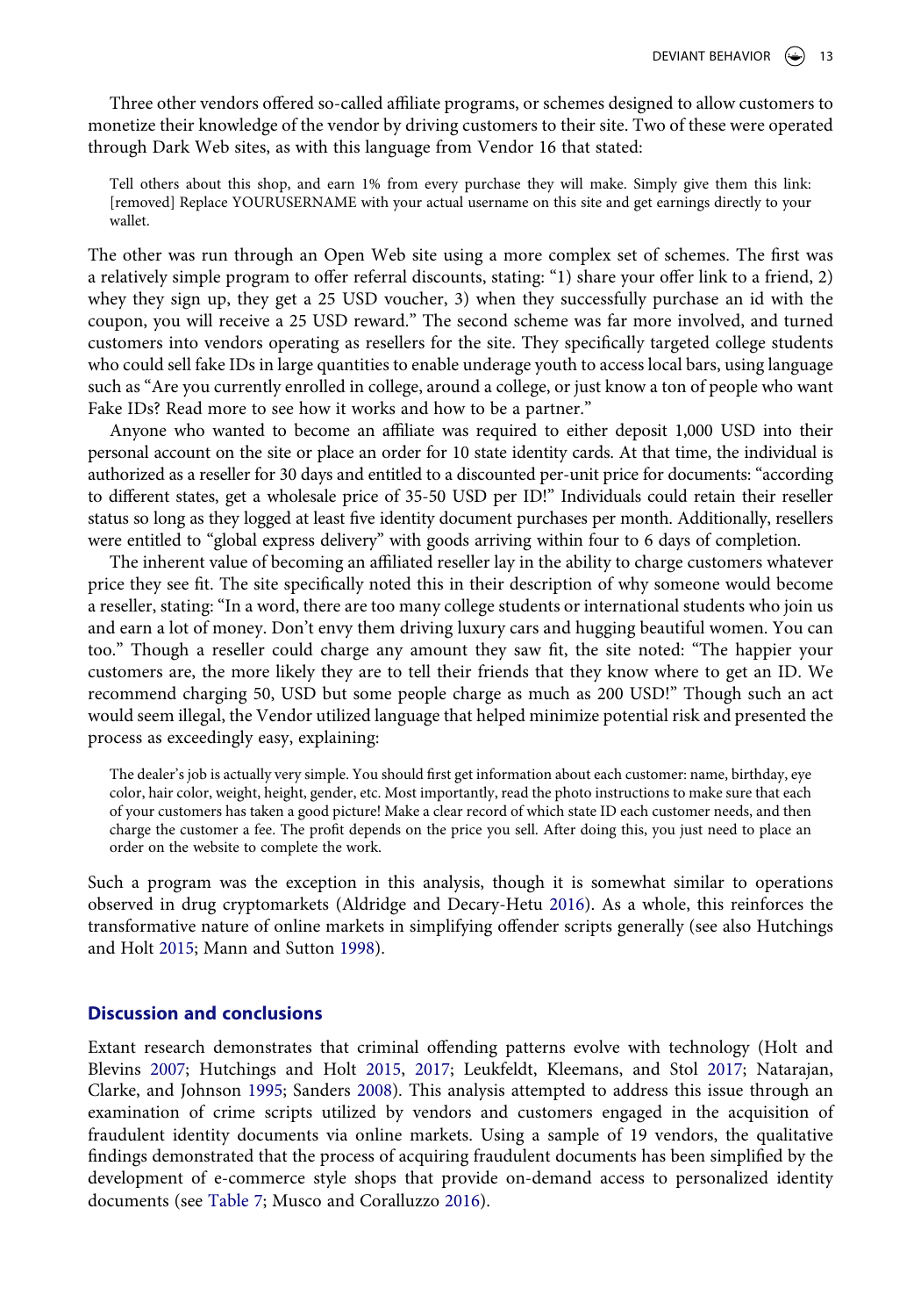Three other vendors offered so-called affiliate programs, or schemes designed to allow customers to monetize their knowledge of the vendor by driving customers to their site. Two of these were operated through Dark Web sites, as with this language from Vendor 16 that stated:

> Tell others about this shop, and earn 1% from every purchase they will make. Simply give them this link: [removed] Replace YOURUSERNAME with your actual username on this site and get earnings directly to your wallet.

The other was run through an Open Web site using a more complex set of schemes. The first was a relatively simple program to offer referral discounts, stating: "1) share your offer link to a friend, 2) whey they sign up, they get a 25 USD voucher, 3) when they successfully purchase an id with the coupon, you will receive a 25 USD reward." The second scheme was far more involved, and turned customers into vendors operating as resellers for the site. They specifically targeted college students who could sell fake IDs in large quantities to enable underage youth to access local bars, using language such as "Are you currently enrolled in college, around a college, or just know a ton of people who want Fake IDs? Read more to see how it works and how to be a partner."

Anyone who wanted to become an affiliate was required to either deposit 1,000 USD into their personal account on the site or place an order for 10 state identity cards. At that time, the individual is authorized as a reseller for 30 days and entitled to a discounted per-unit price for documents: "according to different states, get a wholesale price of 35-50 USD per ID!" Individuals could retain their reseller status so long as they logged at least five identity document purchases per month. Additionally, resellers were entitled to "global express delivery" with goods arriving within four to 6 days of completion.

The inherent value of becoming an affiliated reseller lay in the ability to charge customers whatever price they see fit. The site specifically noted this in their description of why someone would become a reseller, stating: "In a word, there are too many college students or international students who join us and earn a lot of money. Don't envy them driving luxury cars and hugging beautiful women. You can too." Though a reseller could charge any amount they saw fit, the site noted: "The happier your customers are, the more likely they are to tell their friends that they know where to get an ID. We recommend charging 50, USD but some people charge as much as 200 USD!" Though such an act would seem illegal, the Vendor utilized language that helped minimize potential risk and presented the process as exceedingly easy, explaining:

> The dealer's job is actually very simple. You should first get information about each customer: name, birthday, eye color, hair color, weight, height, gender, etc. Most importantly, read the photo instructions to make sure that each of your customers has taken a good picture! Make a clear record of which state ID each customer needs, and then charge the customer a fee. The profit depends on the price you sell. After doing this, you just need to place an order on the website to complete the work.

Such a program was the exception in this analysis, though it is somewhat similar to operations observed in drug cryptomarkets (Aldridge and Decary-Hetu 2016). As a whole, this reinforces the transformative nature of online markets in simplifying offender scripts generally (see also Hutchings and Holt 2015; Mann and Sutton 1998).

## Discussion and conclusions

Extant research demonstrates that criminal offending patterns evolve with technology (Holt and Blevins 2007; Hutchings and Holt 2015, 2017; Leukfeldt, Kleemans, and Stol 2017; Natarajan, Clarke, and Johnson 1995; Sanders 2008). This analysis attempted to address this issue through an examination of crime scripts utilized by vendors and customers engaged in the acquisition of fraudulent identity documents via online markets. Using a sample of 19 vendors, the qualitative findings demonstrated that the process of acquiring fraudulent documents has been simplified by the development of e-commerce style shops that provide on-demand access to personalized identity documents (see Table 7; Musco and Corralluzzo 2016).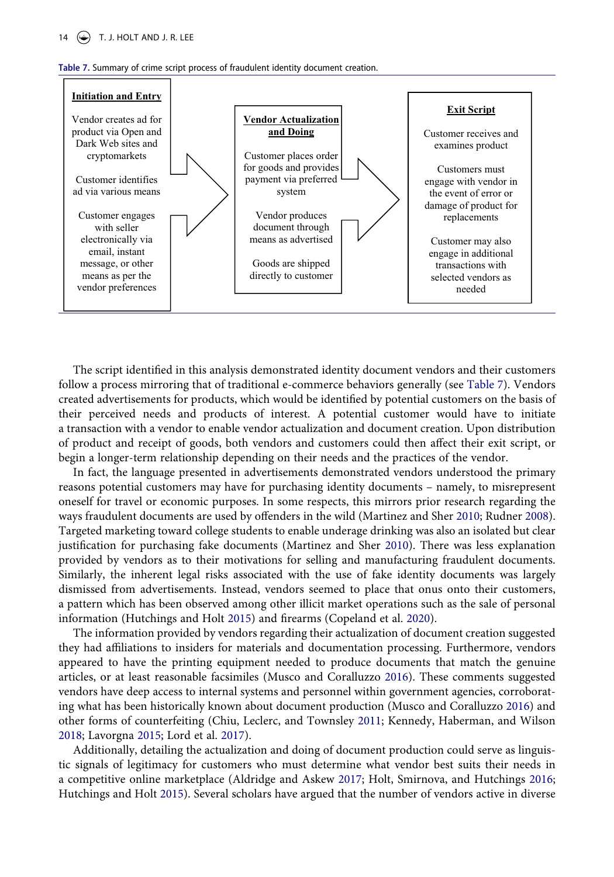**Table 7.** Summary of crime script process of fraudulent identity document creation.

| Initiation and Entry | Vendor Actualization and Doing | Exit Script |
|---|---|---|
| Vendor creates ad for product via Open and Dark Web sites and cryptomarkets | Customer places order for goods and provides payment via preferred system | Customer receives and examines product |
| Customer identifies ad via various means | Vendor produces document through means as advertised | Customers must engage with vendor in the event of error or damage of product for replacements |
| Customer engages with seller electronically via email, instant message, or other means as per the vendor preferences | Goods are shipped directly to customer | Customer may also engage in additional transactions with selected vendors as needed |

The script identified in this analysis demonstrated identity document vendors and their customers follow a process mirroring that of traditional e-commerce behaviors generally (see Table 7). Vendors created advertisements for products, which would be identified by potential customers on the basis of their perceived needs and products of interest. A potential customer would have to initiate a transaction with a vendor to enable vendor actualization and document creation. Upon distribution of product and receipt of goods, both vendors and customers could then affect their exit script, or begin a longer-term relationship depending on their needs and the practices of the vendor.

In fact, the language presented in advertisements demonstrated vendors understood the primary reasons potential customers may have for purchasing identity documents – namely, to misrepresent oneself for travel or economic purposes. In some respects, this mirrors prior research regarding the ways fraudulent documents are used by offenders in the wild (Martinez and Sher 2010; Rudner 2008). Targeted marketing toward college students to enable underage drinking was also an isolated but clear justification for purchasing fake documents (Martinez and Sher 2010). There was less explanation provided by vendors as to their motivations for selling and manufacturing fraudulent documents. Similarly, the inherent legal risks associated with the use of fake identity documents was largely dismissed from advertisements. Instead, vendors seemed to place that onus onto their customers, a pattern which has been observed among other illicit market operations such as the sale of personal information (Hutchings and Holt 2015) and firearms (Copeland et al. 2020).

The information provided by vendors regarding their actualization of document creation suggested they had affiliations to insiders for materials and documentation processing. Furthermore, vendors appeared to have the printing equipment needed to produce documents that match the genuine articles, or at least reasonable facsimiles (Musco and Coralluzzo 2016). These comments suggested vendors have deep access to internal systems and personnel within government agencies, corroborating what has been historically known about document production (Musco and Coralluzzo 2016) and other forms of counterfeiting (Chiu, Leclerc, and Townsley 2011; Kennedy, Haberman, and Wilson 2018; Lavorgna 2015; Lord et al. 2017).

Additionally, detailing the actualization and doing of document production could serve as linguistic signals of legitimacy for customers who must determine what vendor best suits their needs in a competitive online marketplace (Aldridge and Askew 2017; Holt, Smirnova, and Hutchings 2016; Hutchings and Holt 2015). Several scholars have argued that the number of vendors active in diverse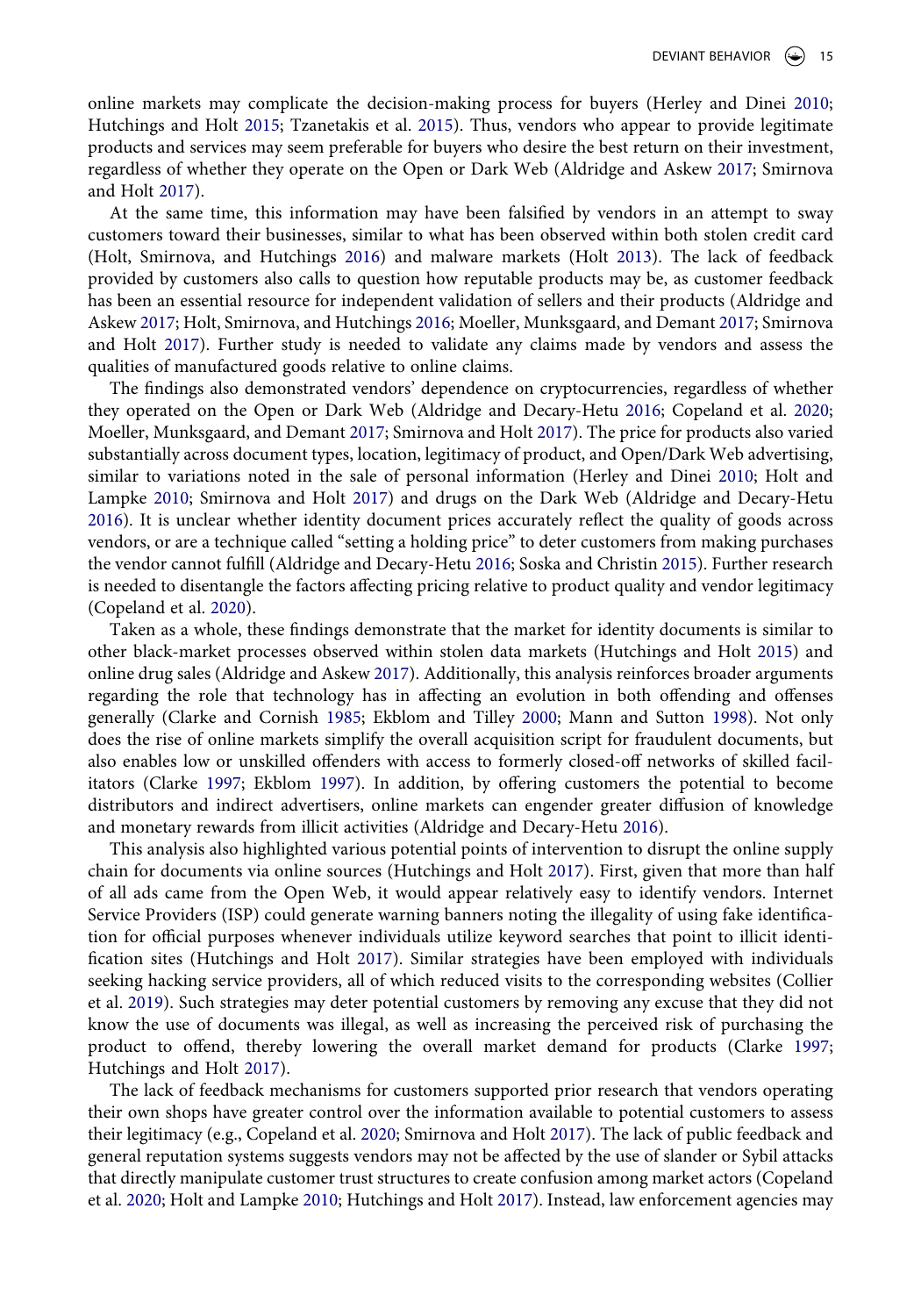online markets may complicate the decision-making process for buyers (Herley and Dinei 2010; Hutchings and Holt 2015; Tzanetakis et al. 2015). Thus, vendors who appear to provide legitimate products and services may seem preferable for buyers who desire the best return on their investment, regardless of whether they operate on the Open or Dark Web (Aldridge and Askew 2017; Smirnova and Holt 2017).

At the same time, this information may have been falsified by vendors in an attempt to sway customers toward their businesses, similar to what has been observed within both stolen credit card (Holt, Smirnova, and Hutchings 2016) and malware markets (Holt 2013). The lack of feedback provided by customers also calls to question how reputable products may be, as customer feedback has been an essential resource for independent validation of sellers and their products (Aldridge and Askew 2017; Holt, Smirnova, and Hutchings 2016; Moeller, Munksgaard, and Demant 2017; Smirnova and Holt 2017). Further study is needed to validate any claims made by vendors and assess the qualities of manufactured goods relative to online claims.

The findings also demonstrated vendors' dependence on cryptocurrencies, regardless of whether they operated on the Open or Dark Web (Aldridge and Decary-Hetu 2016; Copeland et al. 2020; Moeller, Munksgaard, and Demant 2017; Smirnova and Holt 2017). The price for products also varied substantially across document types, location, legitimacy of product, and Open/Dark Web advertising, similar to variations noted in the sale of personal information (Herley and Dinei 2010; Holt and Lampke 2010; Smirnova and Holt 2017) and drugs on the Dark Web (Aldridge and Decary-Hetu 2016). It is unclear whether identity document prices accurately reflect the quality of goods across vendors, or are a technique called "setting a holding price" to deter customers from making purchases the vendor cannot fulfill (Aldridge and Decary-Hetu 2016; Soska and Christin 2015). Further research is needed to disentangle the factors affecting pricing relative to product quality and vendor legitimacy (Copeland et al. 2020).

Taken as a whole, these findings demonstrate that the market for identity documents is similar to other black-market processes observed within stolen data markets (Hutchings and Holt 2015) and online drug sales (Aldridge and Askew 2017). Additionally, this analysis reinforces broader arguments regarding the role that technology has in affecting an evolution in both offending and offenses generally (Clarke and Cornish 1985; Ekblom and Tilley 2000; Mann and Sutton 1998). Not only does the rise of online markets simplify the overall acquisition script for fraudulent documents, but also enables low or unskilled offenders with access to formerly closed-off networks of skilled facilitators (Clarke 1997; Ekblom 1997). In addition, by offering customers the potential to become distributors and indirect advertisers, online markets can engender greater diffusion of knowledge and monetary rewards from illicit activities (Aldridge and Decary-Hetu 2016).

This analysis also highlighted various potential points of intervention to disrupt the online supply chain for documents via online sources (Hutchings and Holt 2017). First, given that more than half of all ads came from the Open Web, it would appear relatively easy to identify vendors. Internet Service Providers (ISP) could generate warning banners noting the illegality of using fake identification for official purposes whenever individuals utilize keyword searches that point to illicit identification sites (Hutchings and Holt 2017). Similar strategies have been employed with individuals seeking hacking service providers, all of which reduced visits to the corresponding websites (Collier et al. 2019). Such strategies may deter potential customers by removing any excuse that they did not know the use of documents was illegal, as well as increasing the perceived risk of purchasing the product to offend, thereby lowering the overall market demand for products (Clarke 1997; Hutchings and Holt 2017).

The lack of feedback mechanisms for customers supported prior research that vendors operating their own shops have greater control over the information available to potential customers to assess their legitimacy (e.g., Copeland et al. 2020; Smirnova and Holt 2017). The lack of public feedback and general reputation systems suggests vendors may not be affected by the use of slander or Sybil attacks that directly manipulate customer trust structures to create confusion among market actors (Copeland et al. 2020; Holt and Lampke 2010; Hutchings and Holt 2017). Instead, law enforcement agencies may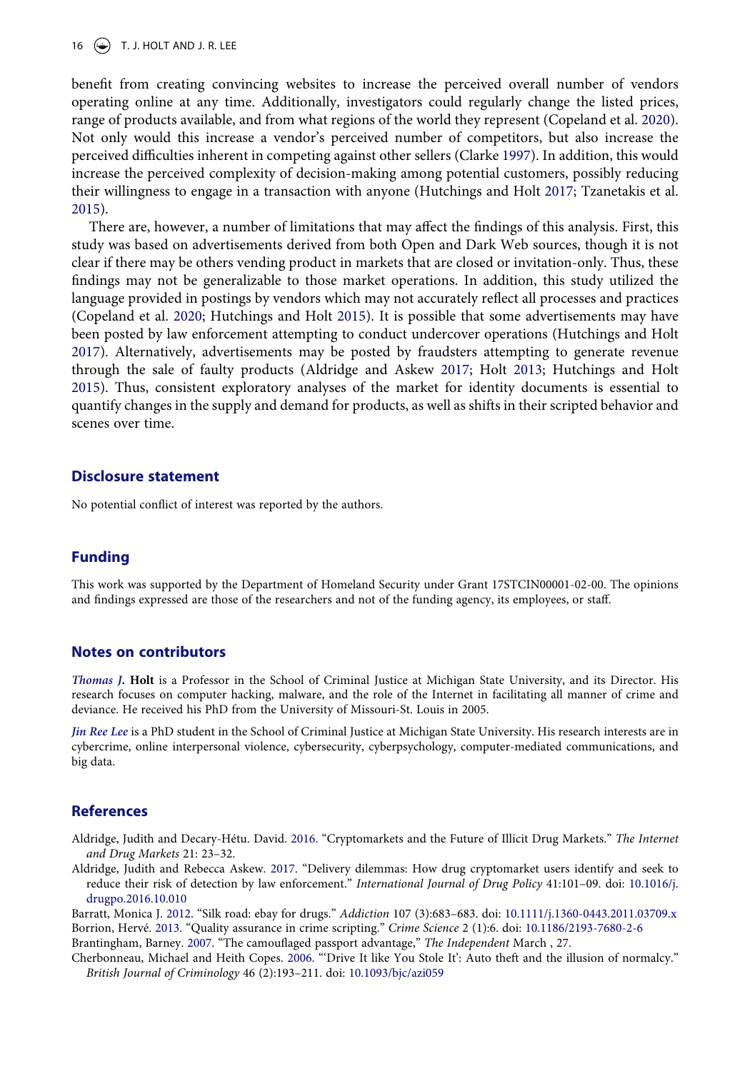benefit from creating convincing websites to increase the perceived overall number of vendors operating online at any time. Additionally, investigators could regularly change the listed prices, range of products available, and from what regions of the world they represent (Copeland et al. 2020). Not only would this increase a vendor's perceived number of competitors, but also increase the perceived difficulties inherent in competing against other sellers (Clarke 1997). In addition, this would increase the perceived complexity of decision-making among potential customers, possibly reducing their willingness to engage in a transaction with anyone (Hutchings and Holt 2017; Tzanetakis et al. 2015).

There are, however, a number of limitations that may affect the findings of this analysis. First, this study was based on advertisements derived from both Open and Dark Web sources, though it is not clear if there may be others vending product in markets that are closed or invitation-only. Thus, these findings may not be generalizable to those market operations. In addition, this study utilized the language provided in postings by vendors which may not accurately reflect all processes and practices (Copeland et al. 2020; Hutchings and Holt 2015). It is possible that some advertisements may have been posted by law enforcement attempting to conduct undercover operations (Hutchings and Holt 2017). Alternatively, advertisements may be posted by fraudsters attempting to generate revenue through the sale of faulty products (Aldridge and Askew 2017; Holt 2013; Hutchings and Holt 2015). Thus, consistent exploratory analyses of the market for identity documents is essential to quantify changes in the supply and demand for products, as well as shifts in their scripted behavior and scenes over time.

## Disclosure statement

No potential conflict of interest was reported by the authors.

## Funding

This work was supported by the Department of Homeland Security under Grant 17STCIN00001-02-00. The opinions and findings expressed are those of the researchers and not of the funding agency, its employees, or staff.

## Notes on contributors

*Thomas J.* **Holt** is a Professor in the School of Criminal Justice at Michigan State University, and its Director. His research focuses on computer hacking, malware, and the role of the Internet in facilitating all manner of crime and deviance. He received his PhD from the University of Missouri-St. Louis in 2005.

*Jin Ree Lee* is a PhD student in the School of Criminal Justice at Michigan State University. His research interests are in cybercrime, online interpersonal violence, cybersecurity, cyberpsychology, computer-mediated communications, and big data.

## References

Aldridge, Judith and Decary-Hétu. David. 2016. "Cryptomarkets and the Future of Illicit Drug Markets." *The Internet and Drug Markets* 21: 23–32.

Aldridge, Judith and Rebecca Askew. 2017. "Delivery dilemmas: How drug cryptomarket users identify and seek to reduce their risk of detection by law enforcement." *International Journal of Drug Policy* 41:101–09. doi: 10.1016/j.drugpo.2016.10.010

Barratt, Monica J. 2012. "Silk road: ebay for drugs." *Addiction* 107 (3):683–683. doi: 10.1111/j.1360-0443.2011.03709.x

Borrion, Hervé. 2013. "Quality assurance in crime scripting." *Crime Science* 2 (1):6. doi: 10.1186/2193-7680-2-6

Brantingham, Barney. 2007. "The camouflaged passport advantage," *The Independent* March , 27.

Cherbonneau, Michael and Heith Copes. 2006. "'Drive It like You Stole It': Auto theft and the illusion of normalcy." *British Journal of Criminology* 46 (2):193–211. doi: 10.1093/bjc/azi059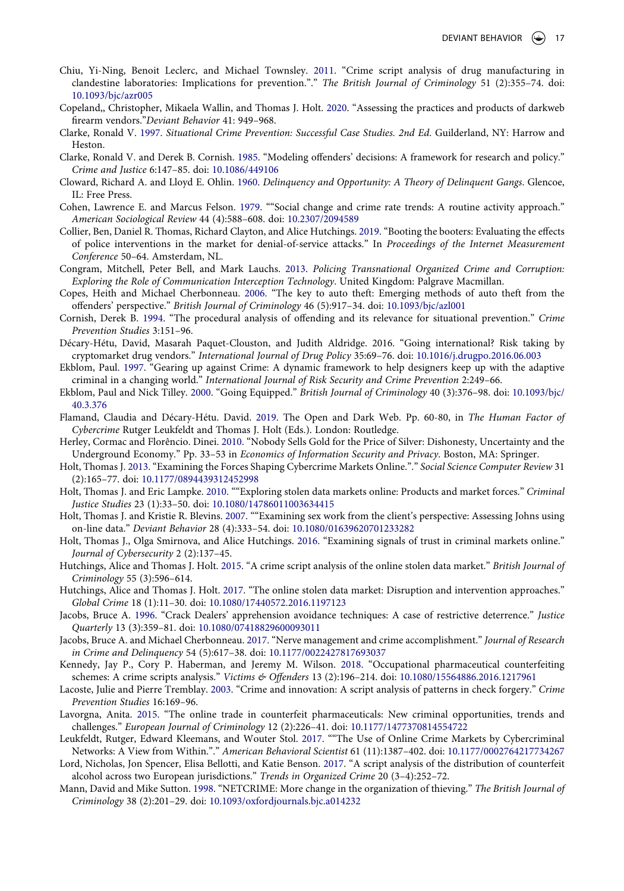Chiu, Yi-Ning, Benoit Leclerc, and Michael Townsley. 2011. "Crime script analysis of drug manufacturing in clandestine laboratories: Implications for prevention."." *The British Journal of Criminology* 51 (2):355–74. doi: 10.1093/bjc/azr005

Copeland,, Christopher, Mikaela Wallin, and Thomas J. Holt. 2020. "Assessing the practices and products of darkweb firearm vendors."*Deviant Behavior* 41: 949–968.

Clarke, Ronald V. 1997. *Situational Crime Prevention: Successful Case Studies. 2nd Ed*. Guilderland, NY: Harrow and Heston.

Clarke, Ronald V. and Derek B. Cornish. 1985. "Modeling offenders' decisions: A framework for research and policy." *Crime and Justice* 6:147–85. doi: 10.1086/449106

Cloward, Richard A. and Lloyd E. Ohlin. 1960. *Delinquency and Opportunity: A Theory of Delinquent Gangs*. Glencoe, IL: Free Press.

Cohen, Lawrence E. and Marcus Felson. 1979. ""Social change and crime rate trends: A routine activity approach." *American Sociological Review* 44 (4):588–608. doi: 10.2307/2094589

Collier, Ben, Daniel R. Thomas, Richard Clayton, and Alice Hutchings. 2019. "Booting the booters: Evaluating the effects of police interventions in the market for denial-of-service attacks." In *Proceedings of the Internet Measurement Conference* 50–64. Amsterdam, NL.

Congram, Mitchell, Peter Bell, and Mark Lauchs. 2013. *Policing Transnational Organized Crime and Corruption: Exploring the Role of Communication Interception Technology*. United Kingdom: Palgrave Macmillan.

Copes, Heith and Michael Cherbonneau. 2006. "The key to auto theft: Emerging methods of auto theft from the offenders' perspective." *British Journal of Criminology* 46 (5):917–34. doi: 10.1093/bjc/azl001

Cornish, Derek B. 1994. "The procedural analysis of offending and its relevance for situational prevention." *Crime Prevention Studies* 3:151–96.

Décary-Hétu, David, Masarah Paquet-Clouston, and Judith Aldridge. 2016. "Going international? Risk taking by cryptomarket drug vendors." *International Journal of Drug Policy* 35:69–76. doi: 10.1016/j.drugpo.2016.06.003

Ekblom, Paul. 1997. "Gearing up against Crime: A dynamic framework to help designers keep up with the adaptive criminal in a changing world." *International Journal of Risk Security and Crime Prevention* 2:249–66.

Ekblom, Paul and Nick Tilley. 2000. "Going Equipped." *British Journal of Criminology* 40 (3):376–98. doi: 10.1093/bjc/40.3.376

Flamand, Claudia and Décary-Hétu. David. 2019. The Open and Dark Web. Pp. 60-80, in *The Human Factor of Cybercrime* Rutger Leukfeldt and Thomas J. Holt (Eds.). London: Routledge.

Herley, Cormac and Florêncio. Dinei. 2010. "Nobody Sells Gold for the Price of Silver: Dishonesty, Uncertainty and the Underground Economy." Pp. 33–53 in *Economics of Information Security and Privacy*. Boston, MA: Springer.

Holt, Thomas J. 2013. "Examining the Forces Shaping Cybercrime Markets Online."." *Social Science Computer Review* 31 (2):165–77. doi: 10.1177/0894439312452998

Holt, Thomas J. and Eric Lampke. 2010. ""Exploring stolen data markets online: Products and market forces." *Criminal Justice Studies* 23 (1):33–50. doi: 10.1080/14786011003634415

Holt, Thomas J. and Kristie R. Blevins. 2007. ""Examining sex work from the client's perspective: Assessing Johns using on-line data." *Deviant Behavior* 28 (4):333–54. doi: 10.1080/01639620701233282

Holt, Thomas J., Olga Smirnova, and Alice Hutchings. 2016. "Examining signals of trust in criminal markets online." *Journal of Cybersecurity* 2 (2):137–45.

Hutchings, Alice and Thomas J. Holt. 2015. "A crime script analysis of the online stolen data market." *British Journal of Criminology* 55 (3):596–614.

Hutchings, Alice and Thomas J. Holt. 2017. "The online stolen data market: Disruption and intervention approaches." *Global Crime* 18 (1):11–30. doi: 10.1080/17440572.2016.1197123

Jacobs, Bruce A. 1996. "Crack Dealers' apprehension avoidance techniques: A case of restrictive deterrence." *Justice Quarterly* 13 (3):359–81. doi: 10.1080/07418829600093011

Jacobs, Bruce A. and Michael Cherbonneau. 2017. "Nerve management and crime accomplishment." *Journal of Research in Crime and Delinquency* 54 (5):617–38. doi: 10.1177/0022427817693037

Kennedy, Jay P., Cory P. Haberman, and Jeremy M. Wilson. 2018. "Occupational pharmaceutical counterfeiting schemes: A crime scripts analysis." *Victims & Offenders* 13 (2):196–214. doi: 10.1080/15564886.2016.1217961

Lacoste, Julie and Pierre Tremblay. 2003. "Crime and innovation: A script analysis of patterns in check forgery." *Crime Prevention Studies* 16:169–96.

Lavorgna, Anita. 2015. "The online trade in counterfeit pharmaceuticals: New criminal opportunities, trends and challenges." *European Journal of Criminology* 12 (2):226–41. doi: 10.1177/1477370814554722

Leukfeldt, Rutger, Edward Kleemans, and Wouter Stol. 2017. ""The Use of Online Crime Markets by Cybercriminal Networks: A View from Within."." *American Behavioral Scientist* 61 (11):1387–402. doi: 10.1177/0002764217734267

Lord, Nicholas, Jon Spencer, Elisa Bellotti, and Katie Benson. 2017. "A script analysis of the distribution of counterfeit alcohol across two European jurisdictions." *Trends in Organized Crime* 20 (3–4):252–72.

Mann, David and Mike Sutton. 1998. "NETCRIME: More change in the organization of thieving." *The British Journal of Criminology* 38 (2):201–29. doi: 10.1093/oxfordjournals.bjc.a014232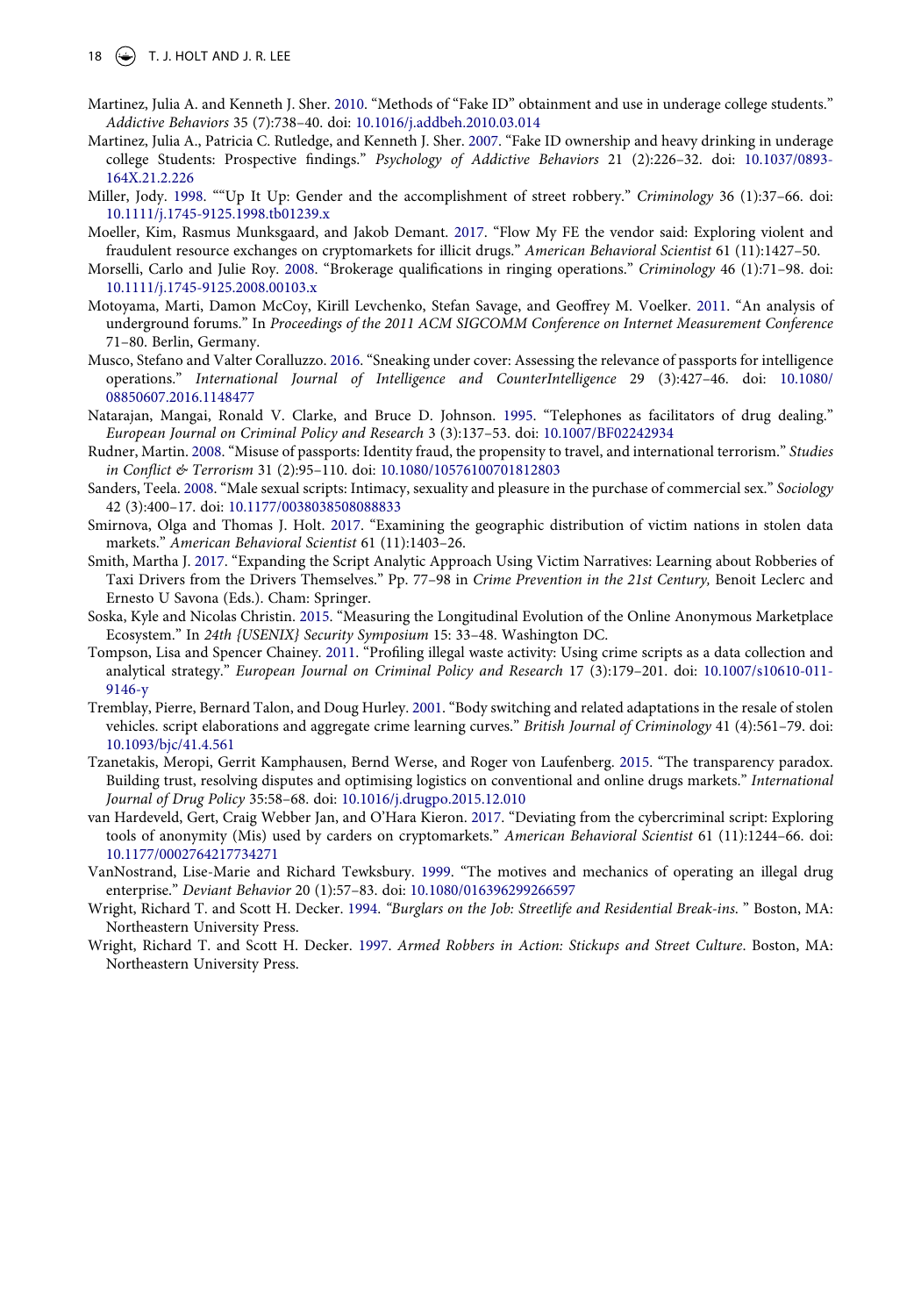Martinez, Julia A. and Kenneth J. Sher. 2010. "Methods of "Fake ID" obtainment and use in underage college students." *Addictive Behaviors* 35 (7):738–40. doi: 10.1016/j.addbeh.2010.03.014

Martinez, Julia A., Patricia C. Rutledge, and Kenneth J. Sher. 2007. "Fake ID ownership and heavy drinking in underage college Students: Prospective findings." *Psychology of Addictive Behaviors* 21 (2):226–32. doi: 10.1037/0893-164X.21.2.226

Miller, Jody. 1998. ""Up It Up: Gender and the accomplishment of street robbery." *Criminology* 36 (1):37–66. doi: 10.1111/j.1745-9125.1998.tb01239.x

Moeller, Kim, Rasmus Munksgaard, and Jakob Demant. 2017. "Flow My FE the vendor said: Exploring violent and fraudulent resource exchanges on cryptomarkets for illicit drugs." *American Behavioral Scientist* 61 (11):1427–50.

Morselli, Carlo and Julie Roy. 2008. "Brokerage qualifications in ringing operations." *Criminology* 46 (1):71–98. doi: 10.1111/j.1745-9125.2008.00103.x

Motoyama, Marti, Damon McCoy, Kirill Levchenko, Stefan Savage, and Geoffrey M. Voelker. 2011. "An analysis of underground forums." In *Proceedings of the 2011 ACM SIGCOMM Conference on Internet Measurement Conference* 71–80. Berlin, Germany.

Musco, Stefano and Valter Coralluzzo. 2016. "Sneaking under cover: Assessing the relevance of passports for intelligence operations." *International Journal of Intelligence and CounterIntelligence* 29 (3):427–46. doi: 10.1080/08850607.2016.1148477

Natarajan, Mangai, Ronald V. Clarke, and Bruce D. Johnson. 1995. "Telephones as facilitators of drug dealing." *European Journal on Criminal Policy and Research* 3 (3):137–53. doi: 10.1007/BF02242934

Rudner, Martin. 2008. "Misuse of passports: Identity fraud, the propensity to travel, and international terrorism." *Studies in Conflict & Terrorism* 31 (2):95–110. doi: 10.1080/10576100701812803

Sanders, Teela. 2008. "Male sexual scripts: Intimacy, sexuality and pleasure in the purchase of commercial sex." *Sociology* 42 (3):400–17. doi: 10.1177/0038038508088833

Smirnova, Olga and Thomas J. Holt. 2017. "Examining the geographic distribution of victim nations in stolen data markets." *American Behavioral Scientist* 61 (11):1403–26.

Smith, Martha J. 2017. "Expanding the Script Analytic Approach Using Victim Narratives: Learning about Robberies of Taxi Drivers from the Drivers Themselves." Pp. 77–98 in *Crime Prevention in the 21st Century,* Benoit Leclerc and Ernesto U Savona (Eds.). Cham: Springer.

Soska, Kyle and Nicolas Christin. 2015. "Measuring the Longitudinal Evolution of the Online Anonymous Marketplace Ecosystem." In *24th {USENIX} Security Symposium* 15: 33–48. Washington DC.

Tompson, Lisa and Spencer Chainey. 2011. "Profiling illegal waste activity: Using crime scripts as a data collection and analytical strategy." *European Journal on Criminal Policy and Research* 17 (3):179–201. doi: 10.1007/s10610-011-9146-y

Tremblay, Pierre, Bernard Talon, and Doug Hurley. 2001. "Body switching and related adaptations in the resale of stolen vehicles. script elaborations and aggregate crime learning curves." *British Journal of Criminology* 41 (4):561–79. doi: 10.1093/bjc/41.4.561

Tzanetakis, Meropi, Gerrit Kamphausen, Bernd Werse, and Roger von Laufenberg. 2015. "The transparency paradox. Building trust, resolving disputes and optimising logistics on conventional and online drugs markets." *International Journal of Drug Policy* 35:58–68. doi: 10.1016/j.drugpo.2015.12.010

van Hardeveld, Gert, Craig Webber Jan, and O'Hara Kieron. 2017. "Deviating from the cybercriminal script: Exploring tools of anonymity (Mis) used by carders on cryptomarkets." *American Behavioral Scientist* 61 (11):1244–66. doi: 10.1177/0002764217734271

VanNostrand, Lise-Marie and Richard Tewksbury. 1999. "The motives and mechanics of operating an illegal drug enterprise." *Deviant Behavior* 20 (1):57–83. doi: 10.1080/016396299266597

Wright, Richard T. and Scott H. Decker. 1994. *"Burglars on the Job: Streetlife and Residential Break-ins. "* Boston, MA: Northeastern University Press.

Wright, Richard T. and Scott H. Decker. 1997. *Armed Robbers in Action: Stickups and Street Culture*. Boston, MA: Northeastern University Press.